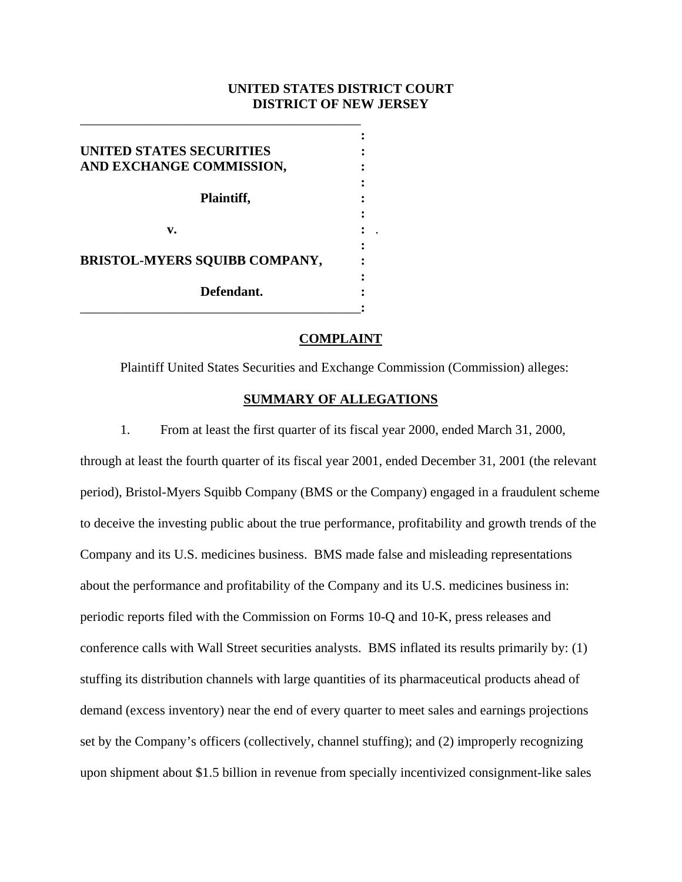**UNITED STATES DISTRICT COURT**
**DISTRICT OF NEW JERSEY**

**UNITED STATES SECURITIES AND EXCHANGE COMMISSION,**

**Plaintiff,**

**v.**

**BRISTOL-MYERS SQUIBB COMPANY,**

**Defendant.**

## COMPLAINT

Plaintiff United States Securities and Exchange Commission (Commission) alleges:

## SUMMARY OF ALLEGATIONS

1. From at least the first quarter of its fiscal year 2000, ended March 31, 2000, through at least the fourth quarter of its fiscal year 2001, ended December 31, 2001 (the relevant period), Bristol-Myers Squibb Company (BMS or the Company) engaged in a fraudulent scheme to deceive the investing public about the true performance, profitability and growth trends of the Company and its U.S. medicines business. BMS made false and misleading representations about the performance and profitability of the Company and its U.S. medicines business in: periodic reports filed with the Commission on Forms 10-Q and 10-K, press releases and conference calls with Wall Street securities analysts. BMS inflated its results primarily by: (1) stuffing its distribution channels with large quantities of its pharmaceutical products ahead of demand (excess inventory) near the end of every quarter to meet sales and earnings projections set by the Company's officers (collectively, channel stuffing); and (2) improperly recognizing upon shipment about $1.5 billion in revenue from specially incentivized consignment-like sales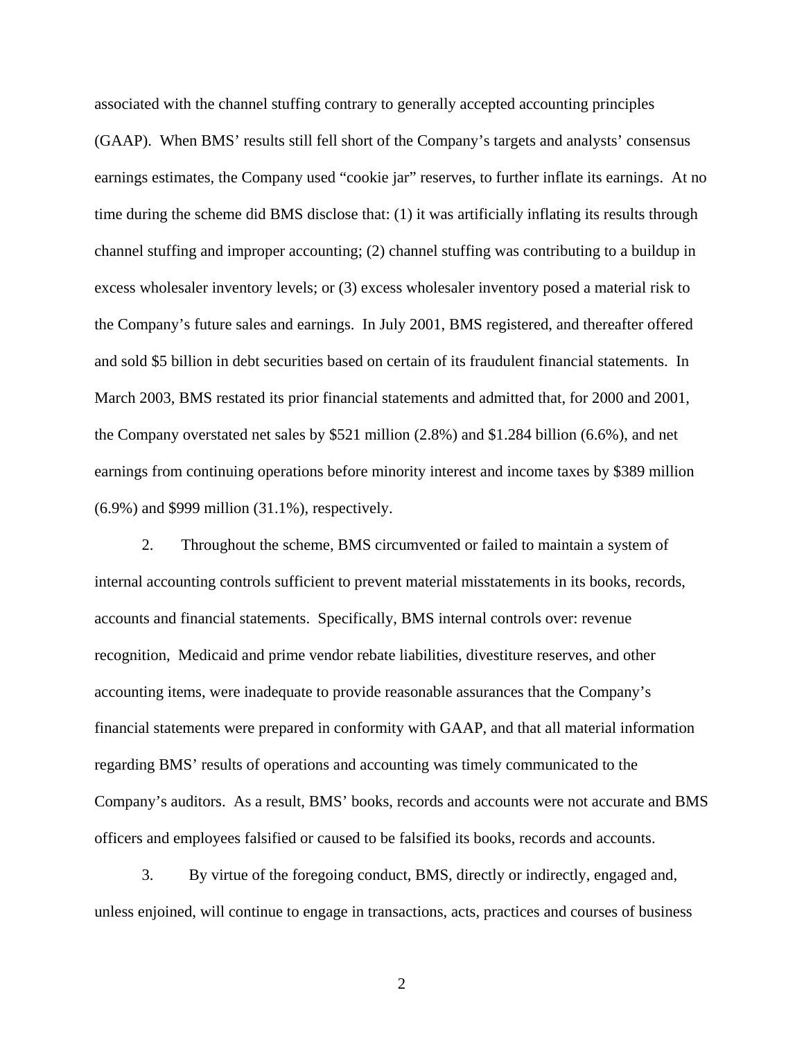associated with the channel stuffing contrary to generally accepted accounting principles (GAAP). When BMS' results still fell short of the Company's targets and analysts' consensus earnings estimates, the Company used "cookie jar" reserves, to further inflate its earnings. At no time during the scheme did BMS disclose that: (1) it was artificially inflating its results through channel stuffing and improper accounting; (2) channel stuffing was contributing to a buildup in excess wholesaler inventory levels; or (3) excess wholesaler inventory posed a material risk to the Company's future sales and earnings. In July 2001, BMS registered, and thereafter offered and sold $5 billion in debt securities based on certain of its fraudulent financial statements. In March 2003, BMS restated its prior financial statements and admitted that, for 2000 and 2001, the Company overstated net sales by $521 million (2.8%) and $1.284 billion (6.6%), and net earnings from continuing operations before minority interest and income taxes by $389 million (6.9%) and $999 million (31.1%), respectively.

2. Throughout the scheme, BMS circumvented or failed to maintain a system of internal accounting controls sufficient to prevent material misstatements in its books, records, accounts and financial statements. Specifically, BMS internal controls over: revenue recognition, Medicaid and prime vendor rebate liabilities, divestiture reserves, and other accounting items, were inadequate to provide reasonable assurances that the Company's financial statements were prepared in conformity with GAAP, and that all material information regarding BMS' results of operations and accounting was timely communicated to the Company's auditors. As a result, BMS' books, records and accounts were not accurate and BMS officers and employees falsified or caused to be falsified its books, records and accounts.

3. By virtue of the foregoing conduct, BMS, directly or indirectly, engaged and, unless enjoined, will continue to engage in transactions, acts, practices and courses of business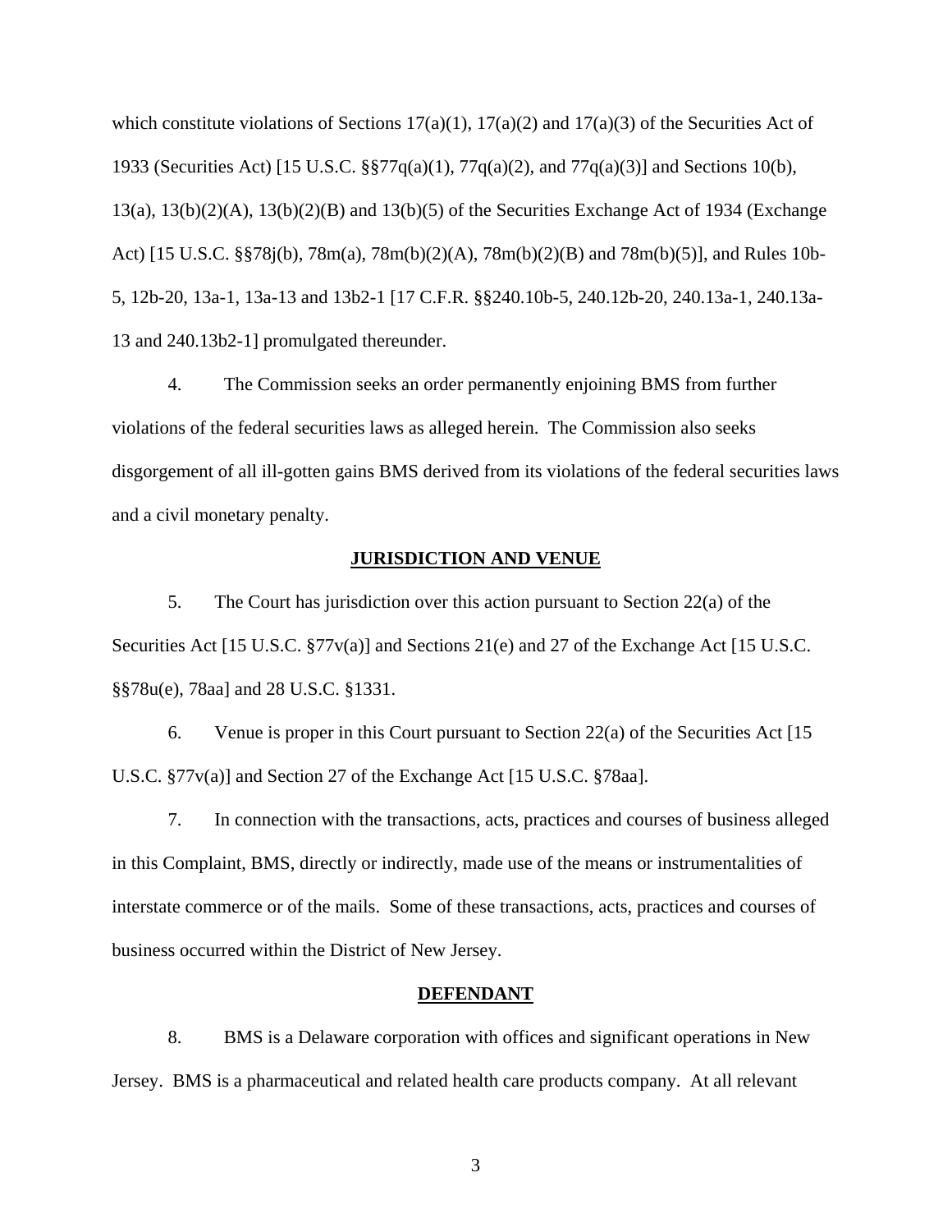which constitute violations of Sections 17(a)(1), 17(a)(2) and 17(a)(3) of the Securities Act of 1933 (Securities Act) [15 U.S.C. §§77q(a)(1), 77q(a)(2), and 77q(a)(3)] and Sections 10(b), 13(a), 13(b)(2)(A), 13(b)(2)(B) and 13(b)(5) of the Securities Exchange Act of 1934 (Exchange Act) [15 U.S.C. §§78j(b), 78m(a), 78m(b)(2)(A), 78m(b)(2)(B) and 78m(b)(5)], and Rules 10b-5, 12b-20, 13a-1, 13a-13 and 13b2-1 [17 C.F.R. §§240.10b-5, 240.12b-20, 240.13a-1, 240.13a-13 and 240.13b2-1] promulgated thereunder.

4. The Commission seeks an order permanently enjoining BMS from further violations of the federal securities laws as alleged herein. The Commission also seeks disgorgement of all ill-gotten gains BMS derived from its violations of the federal securities laws and a civil monetary penalty.

## JURISDICTION AND VENUE

5. The Court has jurisdiction over this action pursuant to Section 22(a) of the Securities Act [15 U.S.C. §77v(a)] and Sections 21(e) and 27 of the Exchange Act [15 U.S.C. §§78u(e), 78aa] and 28 U.S.C. §1331.

6. Venue is proper in this Court pursuant to Section 22(a) of the Securities Act [15 U.S.C. §77v(a)] and Section 27 of the Exchange Act [15 U.S.C. §78aa].

7. In connection with the transactions, acts, practices and courses of business alleged in this Complaint, BMS, directly or indirectly, made use of the means or instrumentalities of interstate commerce or of the mails. Some of these transactions, acts, practices and courses of business occurred within the District of New Jersey.

## DEFENDANT

8. BMS is a Delaware corporation with offices and significant operations in New Jersey. BMS is a pharmaceutical and related health care products company. At all relevant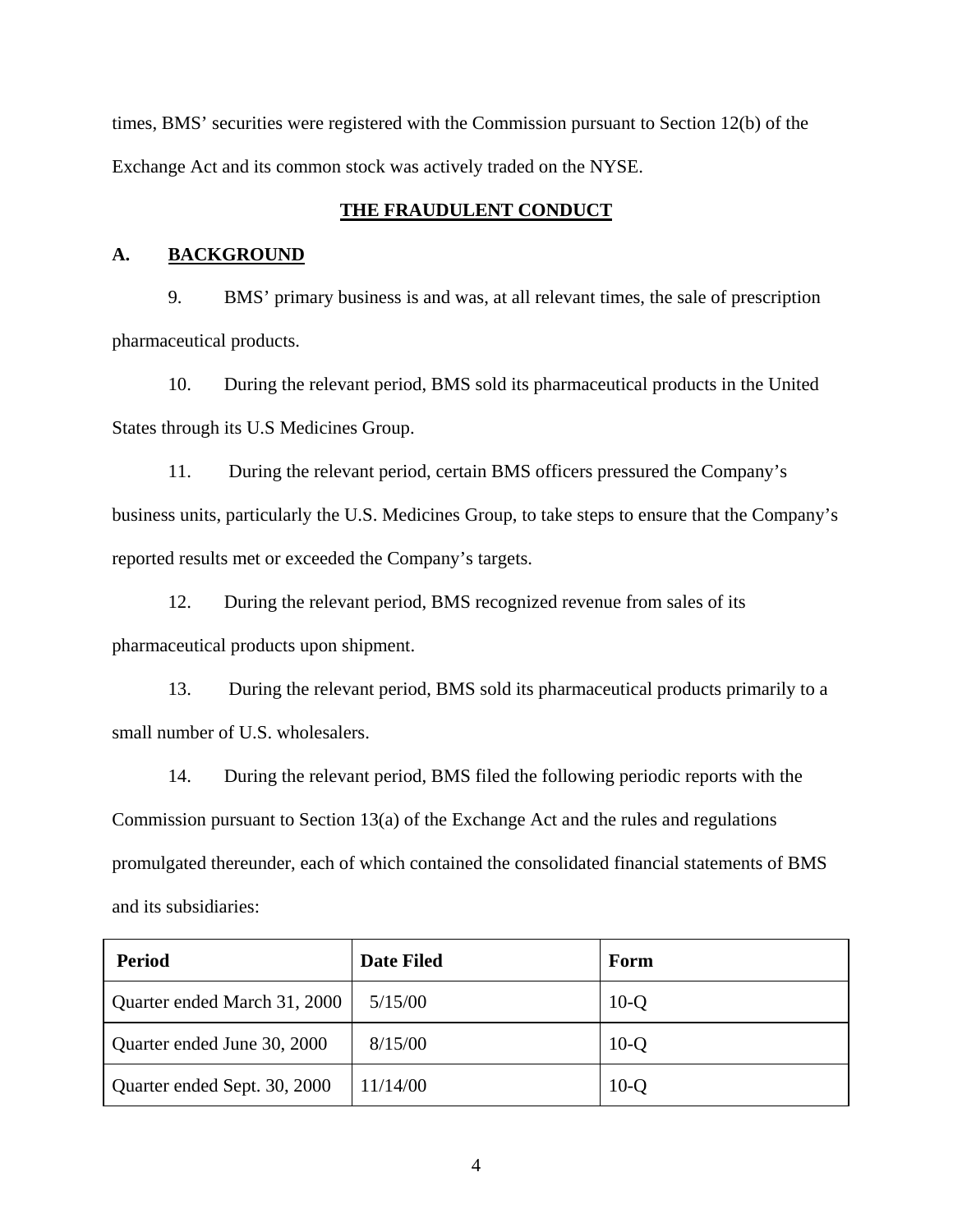times, BMS' securities were registered with the Commission pursuant to Section 12(b) of the Exchange Act and its common stock was actively traded on the NYSE.

## THE FRAUDULENT CONDUCT

### A. BACKGROUND

9. BMS' primary business is and was, at all relevant times, the sale of prescription pharmaceutical products.

10. During the relevant period, BMS sold its pharmaceutical products in the United States through its U.S Medicines Group.

11. During the relevant period, certain BMS officers pressured the Company's business units, particularly the U.S. Medicines Group, to take steps to ensure that the Company's reported results met or exceeded the Company's targets.

12. During the relevant period, BMS recognized revenue from sales of its pharmaceutical products upon shipment.

13. During the relevant period, BMS sold its pharmaceutical products primarily to a small number of U.S. wholesalers.

14. During the relevant period, BMS filed the following periodic reports with the Commission pursuant to Section 13(a) of the Exchange Act and the rules and regulations promulgated thereunder, each of which contained the consolidated financial statements of BMS and its subsidiaries:

| Period | Date Filed | Form |
|---|---|---|
| Quarter ended March 31, 2000 | 5/15/00 | 10-Q |
| Quarter ended June 30, 2000 | 8/15/00 | 10-Q |
| Quarter ended Sept. 30, 2000 | 11/14/00 | 10-Q |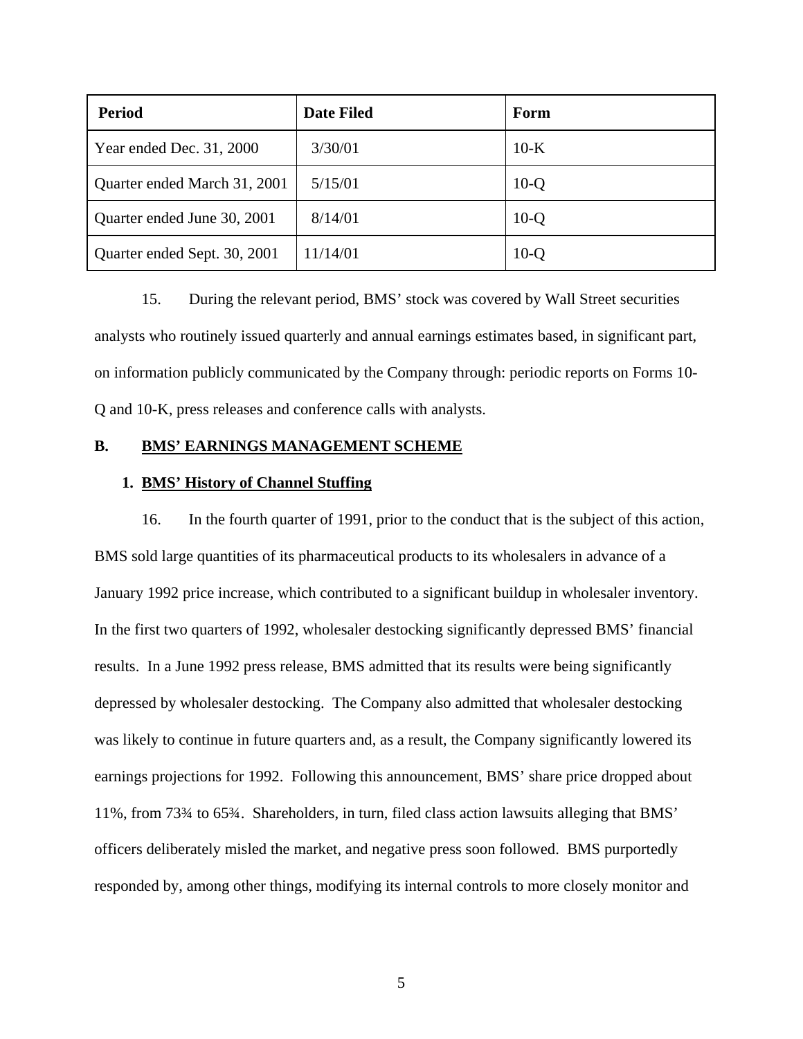| Period | Date Filed | Form |
|---|---|---|
| Year ended Dec. 31, 2000 | 3/30/01 | 10-K |
| Quarter ended March 31, 2001 | 5/15/01 | 10-Q |
| Quarter ended June 30, 2001 | 8/14/01 | 10-Q |
| Quarter ended Sept. 30, 2001 | 11/14/01 | 10-Q |

15. During the relevant period, BMS' stock was covered by Wall Street securities analysts who routinely issued quarterly and annual earnings estimates based, in significant part, on information publicly communicated by the Company through: periodic reports on Forms 10-Q and 10-K, press releases and conference calls with analysts.

## B. BMS' EARNINGS MANAGEMENT SCHEME

### 1. BMS' History of Channel Stuffing

16. In the fourth quarter of 1991, prior to the conduct that is the subject of this action, BMS sold large quantities of its pharmaceutical products to its wholesalers in advance of a January 1992 price increase, which contributed to a significant buildup in wholesaler inventory. In the first two quarters of 1992, wholesaler destocking significantly depressed BMS' financial results. In a June 1992 press release, BMS admitted that its results were being significantly depressed by wholesaler destocking. The Company also admitted that wholesaler destocking was likely to continue in future quarters and, as a result, the Company significantly lowered its earnings projections for 1992. Following this announcement, BMS' share price dropped about 11%, from 73¾ to 65¾. Shareholders, in turn, filed class action lawsuits alleging that BMS' officers deliberately misled the market, and negative press soon followed. BMS purportedly responded by, among other things, modifying its internal controls to more closely monitor and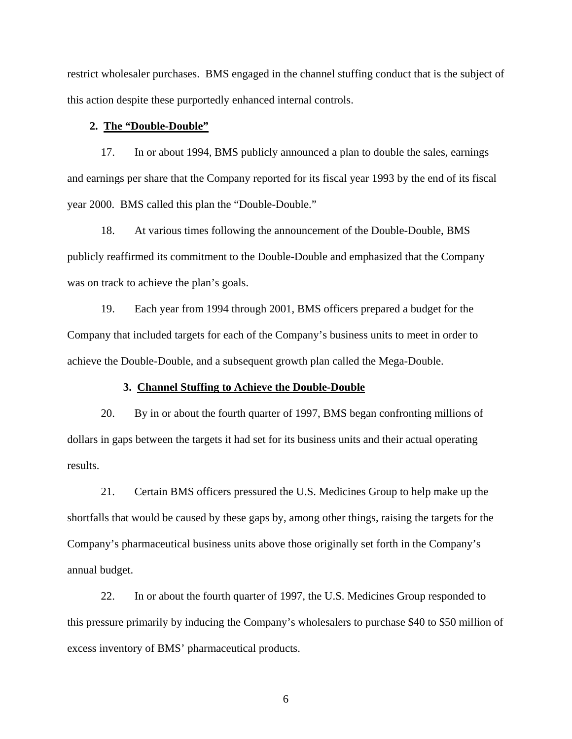restrict wholesaler purchases. BMS engaged in the channel stuffing conduct that is the subject of this action despite these purportedly enhanced internal controls.

**2. <u>The "Double-Double"</u>**

17. In or about 1994, BMS publicly announced a plan to double the sales, earnings and earnings per share that the Company reported for its fiscal year 1993 by the end of its fiscal year 2000. BMS called this plan the "Double-Double."

18. At various times following the announcement of the Double-Double, BMS publicly reaffirmed its commitment to the Double-Double and emphasized that the Company was on track to achieve the plan's goals.

19. Each year from 1994 through 2001, BMS officers prepared a budget for the Company that included targets for each of the Company's business units to meet in order to achieve the Double-Double, and a subsequent growth plan called the Mega-Double.

**3. <u>Channel Stuffing to Achieve the Double-Double</u>**

20. By in or about the fourth quarter of 1997, BMS began confronting millions of dollars in gaps between the targets it had set for its business units and their actual operating results.

21. Certain BMS officers pressured the U.S. Medicines Group to help make up the shortfalls that would be caused by these gaps by, among other things, raising the targets for the Company's pharmaceutical business units above those originally set forth in the Company's annual budget.

22. In or about the fourth quarter of 1997, the U.S. Medicines Group responded to this pressure primarily by inducing the Company's wholesalers to purchase $40 to $50 million of excess inventory of BMS' pharmaceutical products.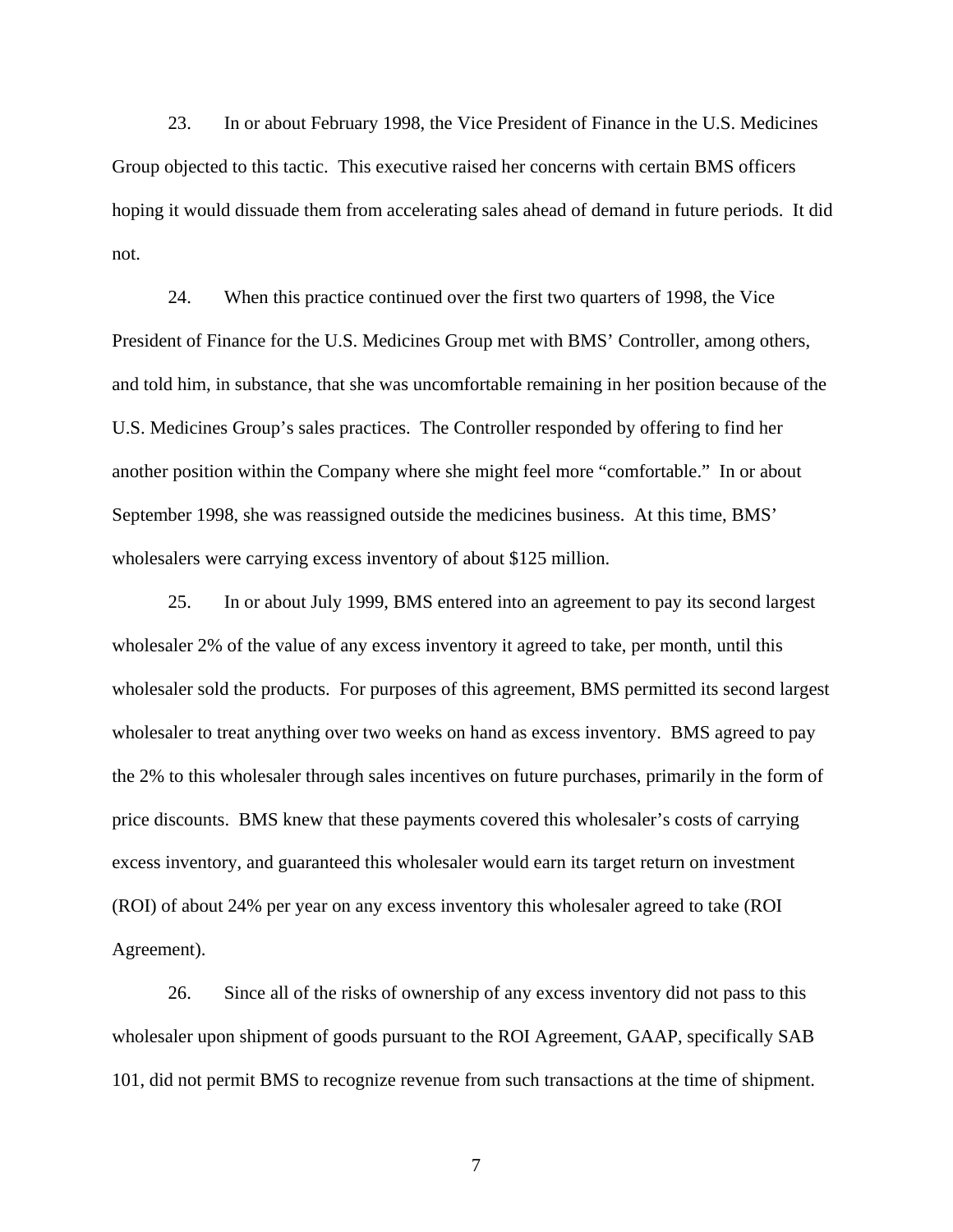23. In or about February 1998, the Vice President of Finance in the U.S. Medicines Group objected to this tactic. This executive raised her concerns with certain BMS officers hoping it would dissuade them from accelerating sales ahead of demand in future periods. It did not.

24. When this practice continued over the first two quarters of 1998, the Vice President of Finance for the U.S. Medicines Group met with BMS' Controller, among others, and told him, in substance, that she was uncomfortable remaining in her position because of the U.S. Medicines Group's sales practices. The Controller responded by offering to find her another position within the Company where she might feel more "comfortable." In or about September 1998, she was reassigned outside the medicines business. At this time, BMS' wholesalers were carrying excess inventory of about $125 million.

25. In or about July 1999, BMS entered into an agreement to pay its second largest wholesaler 2% of the value of any excess inventory it agreed to take, per month, until this wholesaler sold the products. For purposes of this agreement, BMS permitted its second largest wholesaler to treat anything over two weeks on hand as excess inventory. BMS agreed to pay the 2% to this wholesaler through sales incentives on future purchases, primarily in the form of price discounts. BMS knew that these payments covered this wholesaler's costs of carrying excess inventory, and guaranteed this wholesaler would earn its target return on investment (ROI) of about 24% per year on any excess inventory this wholesaler agreed to take (ROI Agreement).

26. Since all of the risks of ownership of any excess inventory did not pass to this wholesaler upon shipment of goods pursuant to the ROI Agreement, GAAP, specifically SAB 101, did not permit BMS to recognize revenue from such transactions at the time of shipment.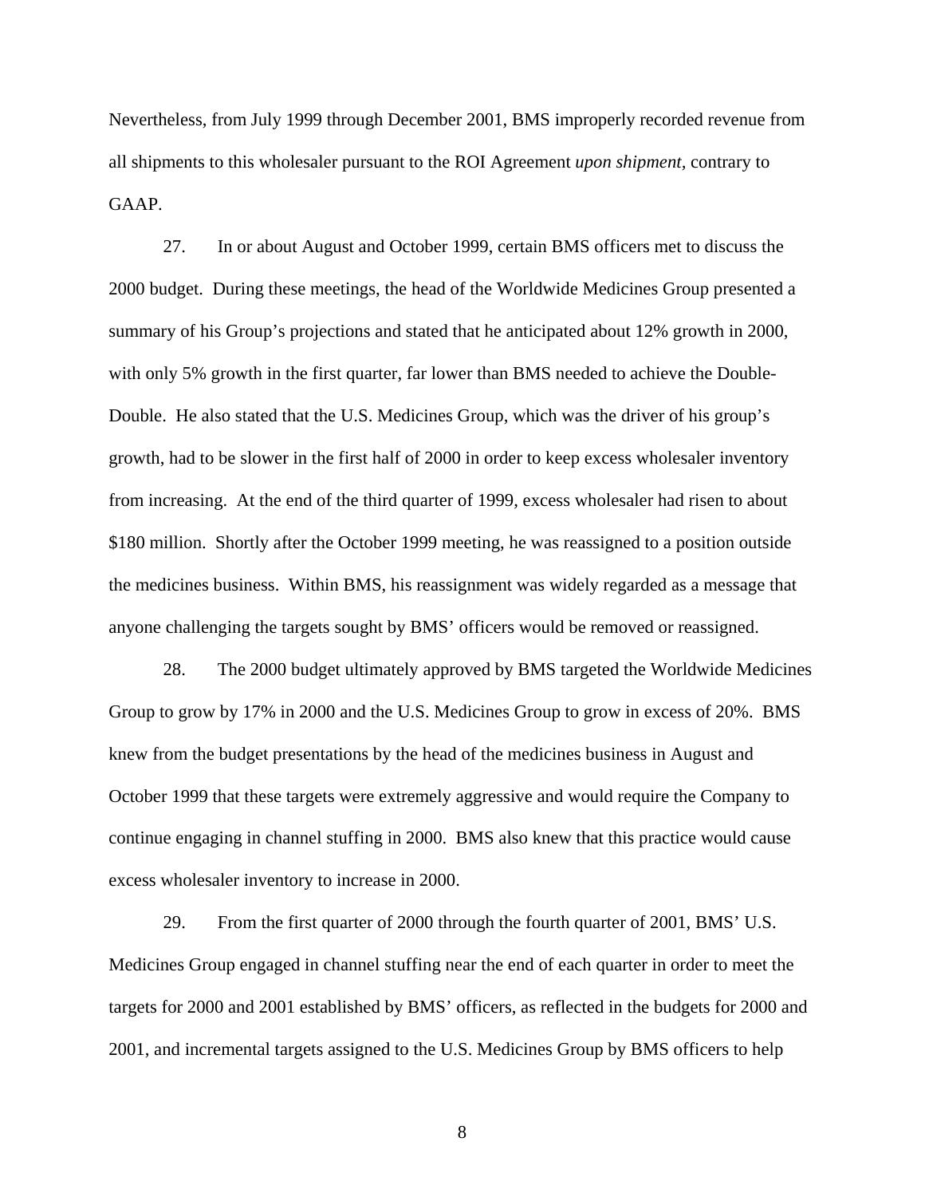Nevertheless, from July 1999 through December 2001, BMS improperly recorded revenue from all shipments to this wholesaler pursuant to the ROI Agreement *upon shipment,* contrary to GAAP.

27. In or about August and October 1999, certain BMS officers met to discuss the 2000 budget. During these meetings, the head of the Worldwide Medicines Group presented a summary of his Group's projections and stated that he anticipated about 12% growth in 2000, with only 5% growth in the first quarter, far lower than BMS needed to achieve the Double-Double. He also stated that the U.S. Medicines Group, which was the driver of his group's growth, had to be slower in the first half of 2000 in order to keep excess wholesaler inventory from increasing. At the end of the third quarter of 1999, excess wholesaler had risen to about $180 million. Shortly after the October 1999 meeting, he was reassigned to a position outside the medicines business. Within BMS, his reassignment was widely regarded as a message that anyone challenging the targets sought by BMS' officers would be removed or reassigned.

28. The 2000 budget ultimately approved by BMS targeted the Worldwide Medicines Group to grow by 17% in 2000 and the U.S. Medicines Group to grow in excess of 20%. BMS knew from the budget presentations by the head of the medicines business in August and October 1999 that these targets were extremely aggressive and would require the Company to continue engaging in channel stuffing in 2000. BMS also knew that this practice would cause excess wholesaler inventory to increase in 2000.

29. From the first quarter of 2000 through the fourth quarter of 2001, BMS' U.S. Medicines Group engaged in channel stuffing near the end of each quarter in order to meet the targets for 2000 and 2001 established by BMS' officers, as reflected in the budgets for 2000 and 2001, and incremental targets assigned to the U.S. Medicines Group by BMS officers to help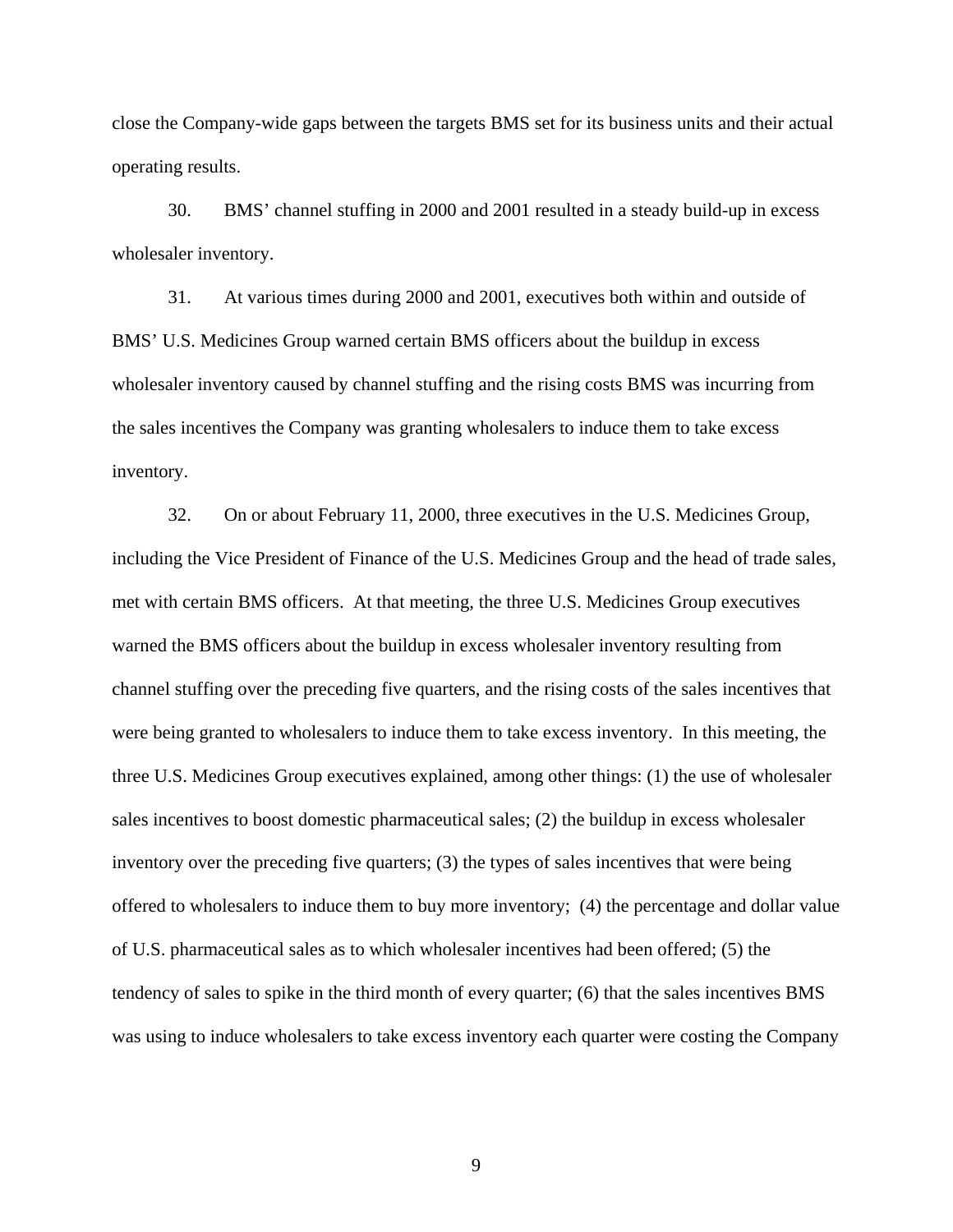close the Company-wide gaps between the targets BMS set for its business units and their actual operating results.

30. BMS' channel stuffing in 2000 and 2001 resulted in a steady build-up in excess wholesaler inventory.

31. At various times during 2000 and 2001, executives both within and outside of BMS' U.S. Medicines Group warned certain BMS officers about the buildup in excess wholesaler inventory caused by channel stuffing and the rising costs BMS was incurring from the sales incentives the Company was granting wholesalers to induce them to take excess inventory.

32. On or about February 11, 2000, three executives in the U.S. Medicines Group, including the Vice President of Finance of the U.S. Medicines Group and the head of trade sales, met with certain BMS officers. At that meeting, the three U.S. Medicines Group executives warned the BMS officers about the buildup in excess wholesaler inventory resulting from channel stuffing over the preceding five quarters, and the rising costs of the sales incentives that were being granted to wholesalers to induce them to take excess inventory. In this meeting, the three U.S. Medicines Group executives explained, among other things: (1) the use of wholesaler sales incentives to boost domestic pharmaceutical sales; (2) the buildup in excess wholesaler inventory over the preceding five quarters; (3) the types of sales incentives that were being offered to wholesalers to induce them to buy more inventory; (4) the percentage and dollar value of U.S. pharmaceutical sales as to which wholesaler incentives had been offered; (5) the tendency of sales to spike in the third month of every quarter; (6) that the sales incentives BMS was using to induce wholesalers to take excess inventory each quarter were costing the Company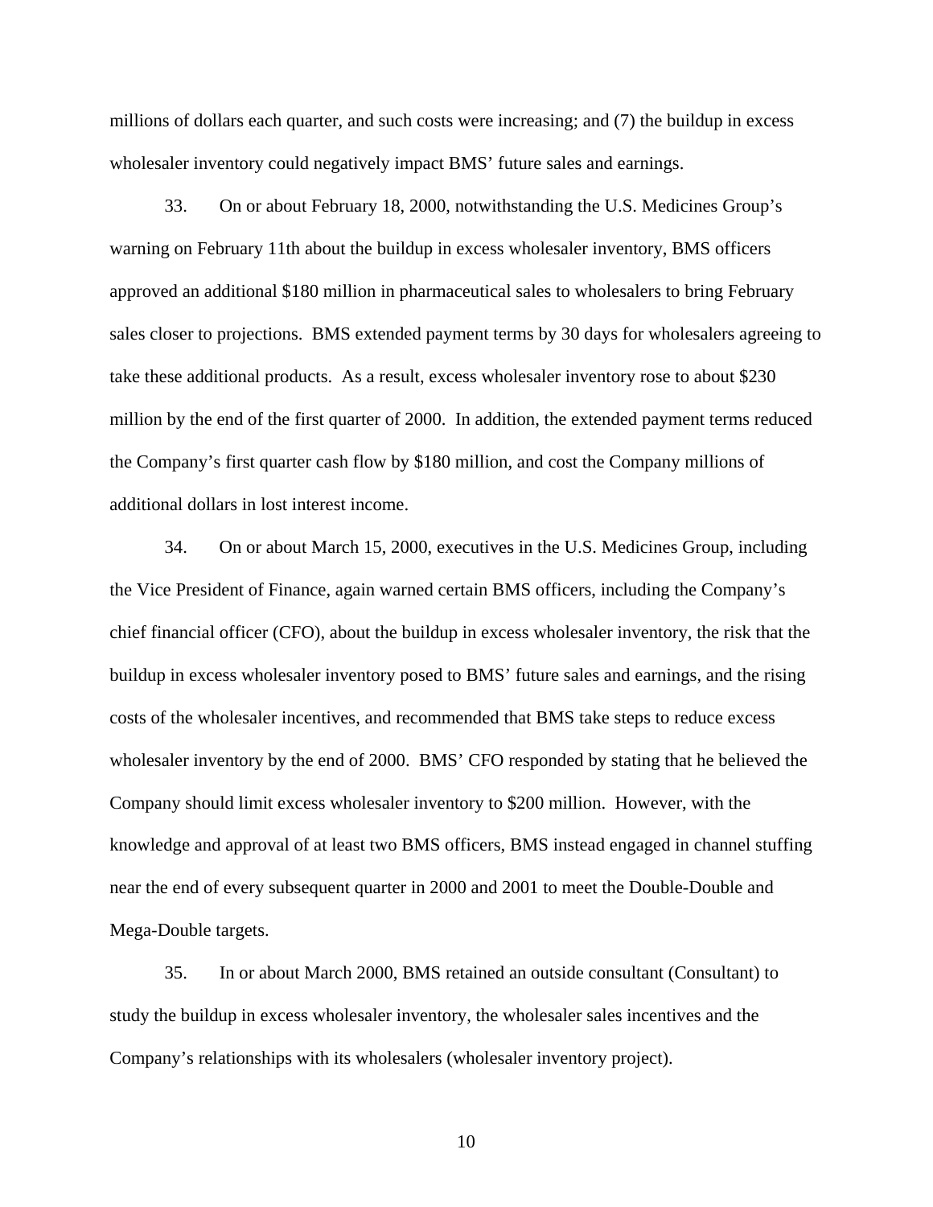millions of dollars each quarter, and such costs were increasing; and (7) the buildup in excess wholesaler inventory could negatively impact BMS' future sales and earnings.

33. On or about February 18, 2000, notwithstanding the U.S. Medicines Group's warning on February 11th about the buildup in excess wholesaler inventory, BMS officers approved an additional $180 million in pharmaceutical sales to wholesalers to bring February sales closer to projections. BMS extended payment terms by 30 days for wholesalers agreeing to take these additional products. As a result, excess wholesaler inventory rose to about $230 million by the end of the first quarter of 2000. In addition, the extended payment terms reduced the Company's first quarter cash flow by $180 million, and cost the Company millions of additional dollars in lost interest income.

34. On or about March 15, 2000, executives in the U.S. Medicines Group, including the Vice President of Finance, again warned certain BMS officers, including the Company's chief financial officer (CFO), about the buildup in excess wholesaler inventory, the risk that the buildup in excess wholesaler inventory posed to BMS' future sales and earnings, and the rising costs of the wholesaler incentives, and recommended that BMS take steps to reduce excess wholesaler inventory by the end of 2000. BMS' CFO responded by stating that he believed the Company should limit excess wholesaler inventory to $200 million. However, with the knowledge and approval of at least two BMS officers, BMS instead engaged in channel stuffing near the end of every subsequent quarter in 2000 and 2001 to meet the Double-Double and Mega-Double targets.

35. In or about March 2000, BMS retained an outside consultant (Consultant) to study the buildup in excess wholesaler inventory, the wholesaler sales incentives and the Company's relationships with its wholesalers (wholesaler inventory project).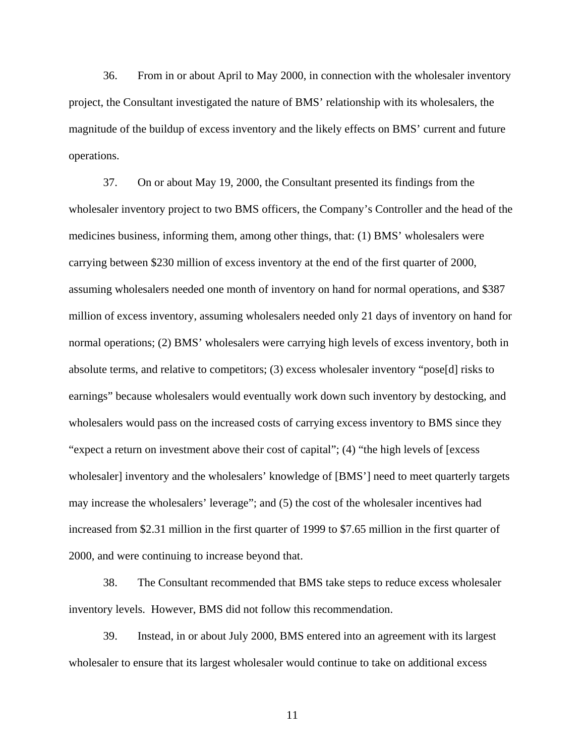36. From in or about April to May 2000, in connection with the wholesaler inventory project, the Consultant investigated the nature of BMS' relationship with its wholesalers, the magnitude of the buildup of excess inventory and the likely effects on BMS' current and future operations.

37. On or about May 19, 2000, the Consultant presented its findings from the wholesaler inventory project to two BMS officers, the Company's Controller and the head of the medicines business, informing them, among other things, that: (1) BMS' wholesalers were carrying between $230 million of excess inventory at the end of the first quarter of 2000, assuming wholesalers needed one month of inventory on hand for normal operations, and $387 million of excess inventory, assuming wholesalers needed only 21 days of inventory on hand for normal operations; (2) BMS' wholesalers were carrying high levels of excess inventory, both in absolute terms, and relative to competitors; (3) excess wholesaler inventory "pose[d] risks to earnings" because wholesalers would eventually work down such inventory by destocking, and wholesalers would pass on the increased costs of carrying excess inventory to BMS since they "expect a return on investment above their cost of capital"; (4) "the high levels of [excess wholesaler] inventory and the wholesalers' knowledge of [BMS'] need to meet quarterly targets may increase the wholesalers' leverage"; and (5) the cost of the wholesaler incentives had increased from $2.31 million in the first quarter of 1999 to $7.65 million in the first quarter of 2000, and were continuing to increase beyond that.

38. The Consultant recommended that BMS take steps to reduce excess wholesaler inventory levels. However, BMS did not follow this recommendation.

39. Instead, in or about July 2000, BMS entered into an agreement with its largest wholesaler to ensure that its largest wholesaler would continue to take on additional excess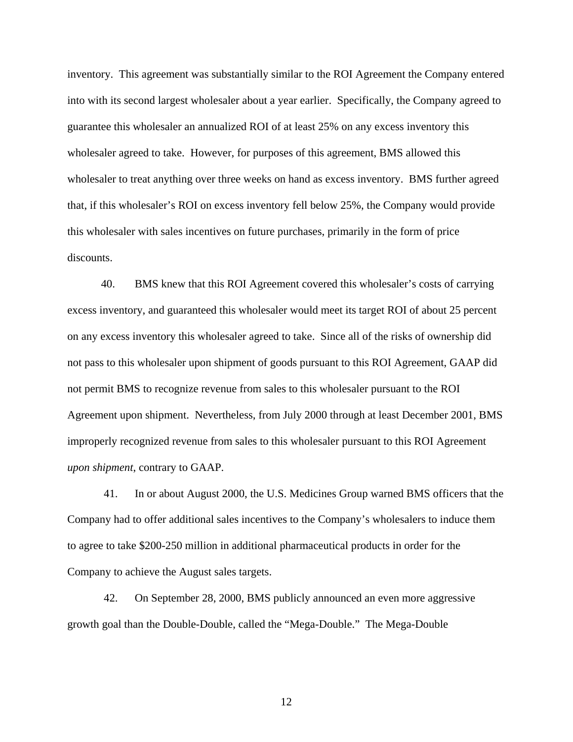inventory. This agreement was substantially similar to the ROI Agreement the Company entered into with its second largest wholesaler about a year earlier. Specifically, the Company agreed to guarantee this wholesaler an annualized ROI of at least 25% on any excess inventory this wholesaler agreed to take. However, for purposes of this agreement, BMS allowed this wholesaler to treat anything over three weeks on hand as excess inventory. BMS further agreed that, if this wholesaler's ROI on excess inventory fell below 25%, the Company would provide this wholesaler with sales incentives on future purchases, primarily in the form of price discounts.

40. BMS knew that this ROI Agreement covered this wholesaler's costs of carrying excess inventory, and guaranteed this wholesaler would meet its target ROI of about 25 percent on any excess inventory this wholesaler agreed to take. Since all of the risks of ownership did not pass to this wholesaler upon shipment of goods pursuant to this ROI Agreement, GAAP did not permit BMS to recognize revenue from sales to this wholesaler pursuant to the ROI Agreement upon shipment. Nevertheless, from July 2000 through at least December 2001, BMS improperly recognized revenue from sales to this wholesaler pursuant to this ROI Agreement *upon shipment*, contrary to GAAP.

41. In or about August 2000, the U.S. Medicines Group warned BMS officers that the Company had to offer additional sales incentives to the Company's wholesalers to induce them to agree to take $200-250 million in additional pharmaceutical products in order for the Company to achieve the August sales targets.

42. On September 28, 2000, BMS publicly announced an even more aggressive growth goal than the Double-Double, called the "Mega-Double." The Mega-Double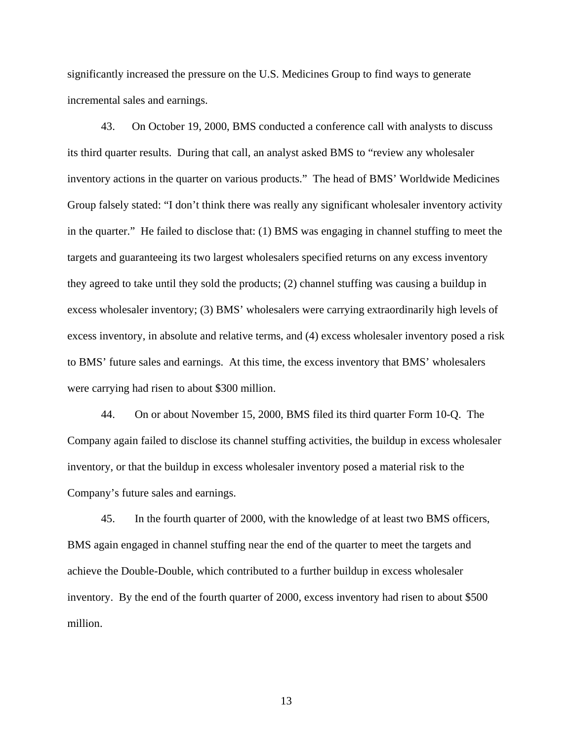significantly increased the pressure on the U.S. Medicines Group to find ways to generate incremental sales and earnings.

43. On October 19, 2000, BMS conducted a conference call with analysts to discuss its third quarter results. During that call, an analyst asked BMS to "review any wholesaler inventory actions in the quarter on various products." The head of BMS' Worldwide Medicines Group falsely stated: "I don't think there was really any significant wholesaler inventory activity in the quarter." He failed to disclose that: (1) BMS was engaging in channel stuffing to meet the targets and guaranteeing its two largest wholesalers specified returns on any excess inventory they agreed to take until they sold the products; (2) channel stuffing was causing a buildup in excess wholesaler inventory; (3) BMS' wholesalers were carrying extraordinarily high levels of excess inventory, in absolute and relative terms, and (4) excess wholesaler inventory posed a risk to BMS' future sales and earnings. At this time, the excess inventory that BMS' wholesalers were carrying had risen to about $300 million.

44. On or about November 15, 2000, BMS filed its third quarter Form 10-Q. The Company again failed to disclose its channel stuffing activities, the buildup in excess wholesaler inventory, or that the buildup in excess wholesaler inventory posed a material risk to the Company's future sales and earnings.

45. In the fourth quarter of 2000, with the knowledge of at least two BMS officers, BMS again engaged in channel stuffing near the end of the quarter to meet the targets and achieve the Double-Double, which contributed to a further buildup in excess wholesaler inventory. By the end of the fourth quarter of 2000, excess inventory had risen to about $500 million.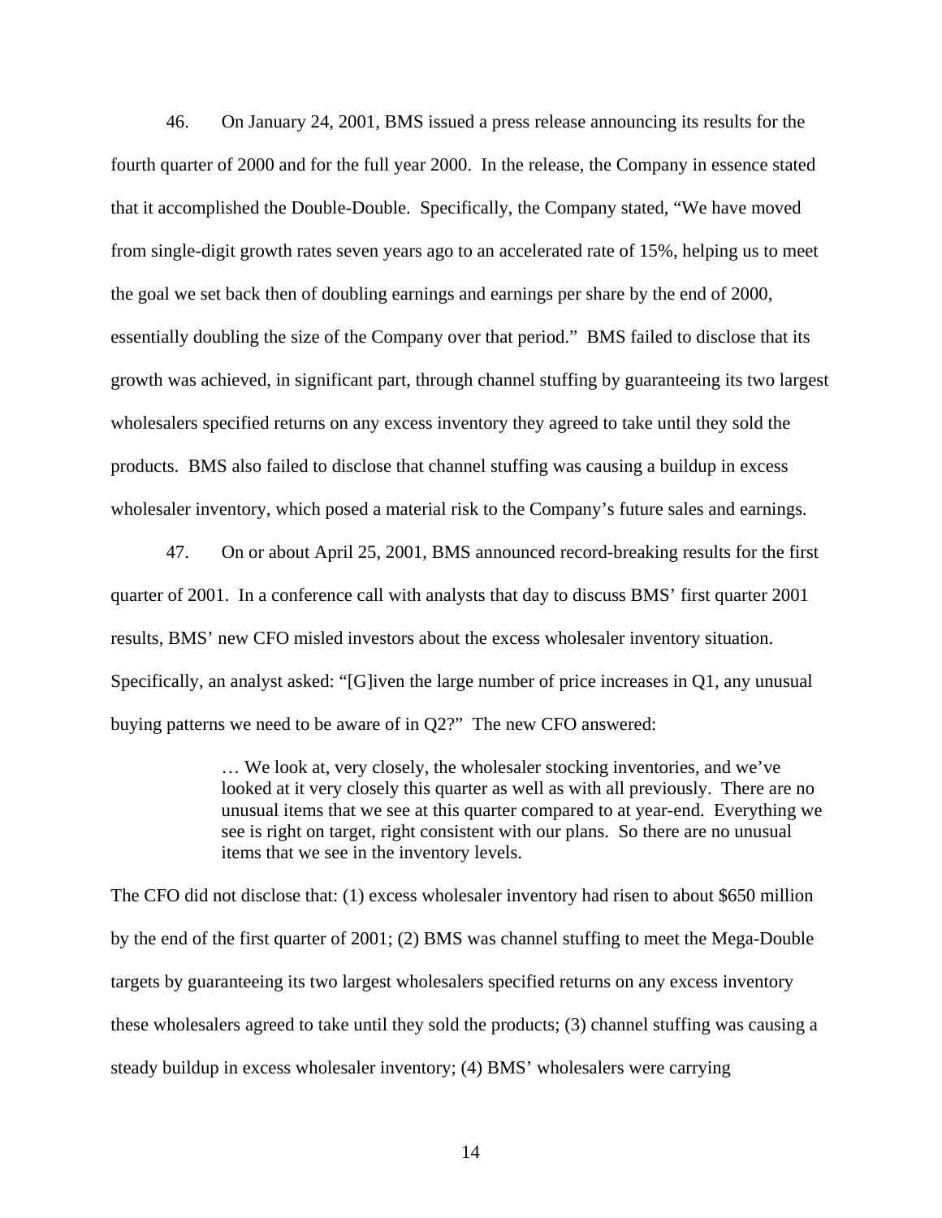46. On January 24, 2001, BMS issued a press release announcing its results for the fourth quarter of 2000 and for the full year 2000. In the release, the Company in essence stated that it accomplished the Double-Double. Specifically, the Company stated, "We have moved from single-digit growth rates seven years ago to an accelerated rate of 15%, helping us to meet the goal we set back then of doubling earnings and earnings per share by the end of 2000, essentially doubling the size of the Company over that period." BMS failed to disclose that its growth was achieved, in significant part, through channel stuffing by guaranteeing its two largest wholesalers specified returns on any excess inventory they agreed to take until they sold the products. BMS also failed to disclose that channel stuffing was causing a buildup in excess wholesaler inventory, which posed a material risk to the Company's future sales and earnings.

47. On or about April 25, 2001, BMS announced record-breaking results for the first quarter of 2001. In a conference call with analysts that day to discuss BMS' first quarter 2001 results, BMS' new CFO misled investors about the excess wholesaler inventory situation. Specifically, an analyst asked: "[G]iven the large number of price increases in Q1, any unusual buying patterns we need to be aware of in Q2?" The new CFO answered:

> … We look at, very closely, the wholesaler stocking inventories, and we've looked at it very closely this quarter as well as with all previously. There are no unusual items that we see at this quarter compared to at year-end. Everything we see is right on target, right consistent with our plans. So there are no unusual items that we see in the inventory levels.

The CFO did not disclose that: (1) excess wholesaler inventory had risen to about $650 million by the end of the first quarter of 2001; (2) BMS was channel stuffing to meet the Mega-Double targets by guaranteeing its two largest wholesalers specified returns on any excess inventory these wholesalers agreed to take until they sold the products; (3) channel stuffing was causing a steady buildup in excess wholesaler inventory; (4) BMS' wholesalers were carrying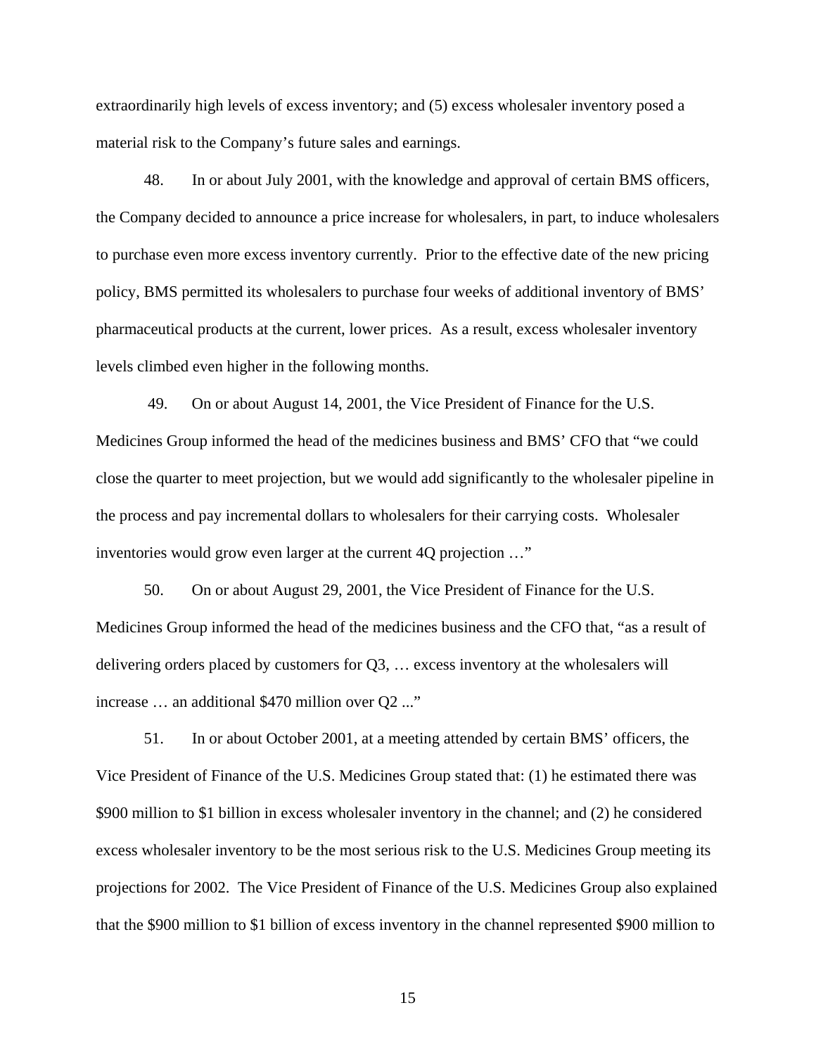extraordinarily high levels of excess inventory; and (5) excess wholesaler inventory posed a material risk to the Company's future sales and earnings.

48. In or about July 2001, with the knowledge and approval of certain BMS officers, the Company decided to announce a price increase for wholesalers, in part, to induce wholesalers to purchase even more excess inventory currently. Prior to the effective date of the new pricing policy, BMS permitted its wholesalers to purchase four weeks of additional inventory of BMS' pharmaceutical products at the current, lower prices. As a result, excess wholesaler inventory levels climbed even higher in the following months.

49. On or about August 14, 2001, the Vice President of Finance for the U.S. Medicines Group informed the head of the medicines business and BMS' CFO that "we could close the quarter to meet projection, but we would add significantly to the wholesaler pipeline in the process and pay incremental dollars to wholesalers for their carrying costs. Wholesaler inventories would grow even larger at the current 4Q projection …"

50. On or about August 29, 2001, the Vice President of Finance for the U.S. Medicines Group informed the head of the medicines business and the CFO that, "as a result of delivering orders placed by customers for Q3, … excess inventory at the wholesalers will increase … an additional $470 million over Q2 ..."

51. In or about October 2001, at a meeting attended by certain BMS' officers, the Vice President of Finance of the U.S. Medicines Group stated that: (1) he estimated there was $900 million to $1 billion in excess wholesaler inventory in the channel; and (2) he considered excess wholesaler inventory to be the most serious risk to the U.S. Medicines Group meeting its projections for 2002. The Vice President of Finance of the U.S. Medicines Group also explained that the $900 million to $1 billion of excess inventory in the channel represented $900 million to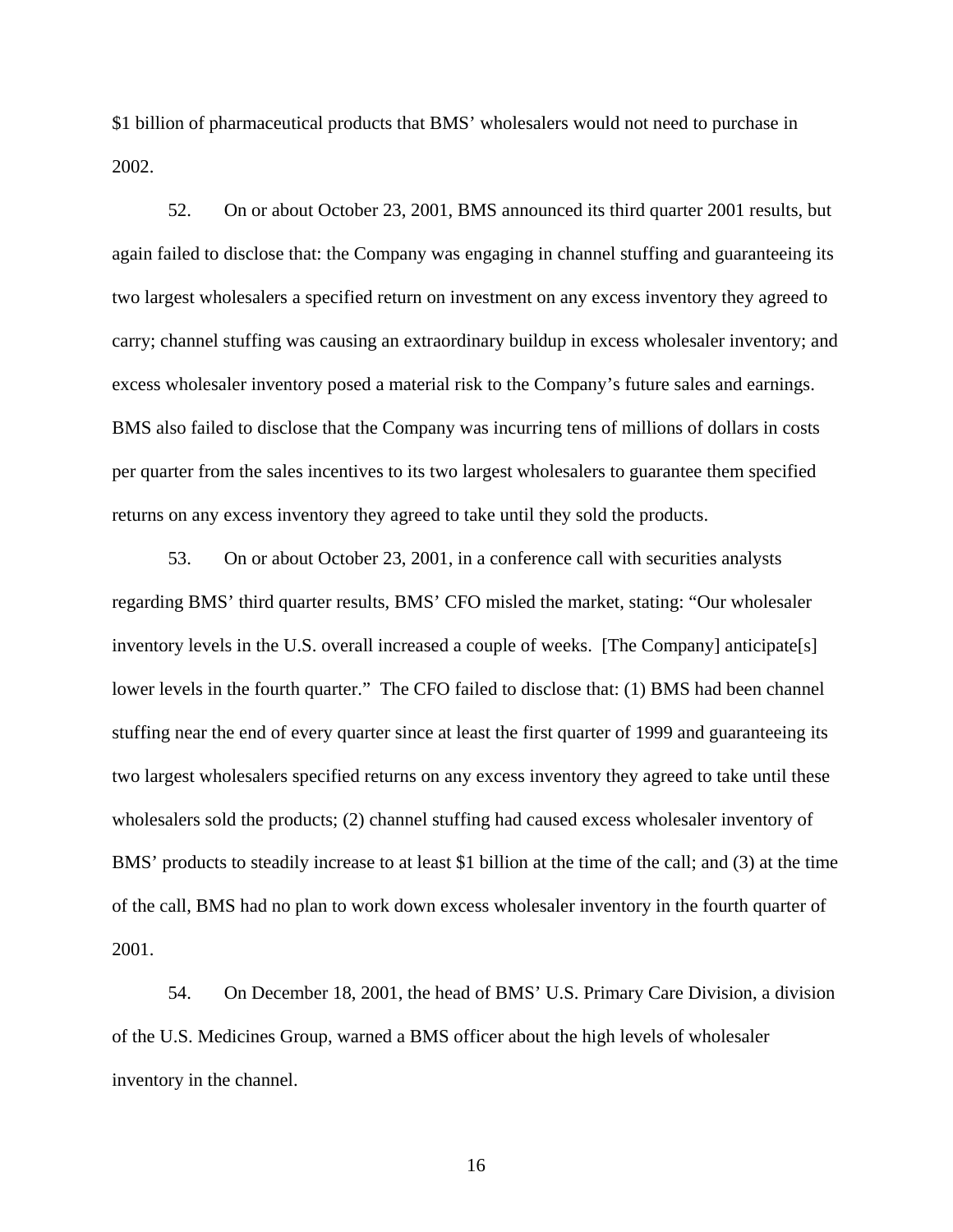$1 billion of pharmaceutical products that BMS' wholesalers would not need to purchase in 2002.

52. On or about October 23, 2001, BMS announced its third quarter 2001 results, but again failed to disclose that: the Company was engaging in channel stuffing and guaranteeing its two largest wholesalers a specified return on investment on any excess inventory they agreed to carry; channel stuffing was causing an extraordinary buildup in excess wholesaler inventory; and excess wholesaler inventory posed a material risk to the Company's future sales and earnings. BMS also failed to disclose that the Company was incurring tens of millions of dollars in costs per quarter from the sales incentives to its two largest wholesalers to guarantee them specified returns on any excess inventory they agreed to take until they sold the products.

53. On or about October 23, 2001, in a conference call with securities analysts regarding BMS' third quarter results, BMS' CFO misled the market, stating: "Our wholesaler inventory levels in the U.S. overall increased a couple of weeks. [The Company] anticipate[s] lower levels in the fourth quarter." The CFO failed to disclose that: (1) BMS had been channel stuffing near the end of every quarter since at least the first quarter of 1999 and guaranteeing its two largest wholesalers specified returns on any excess inventory they agreed to take until these wholesalers sold the products; (2) channel stuffing had caused excess wholesaler inventory of BMS' products to steadily increase to at least $1 billion at the time of the call; and (3) at the time of the call, BMS had no plan to work down excess wholesaler inventory in the fourth quarter of 2001.

54. On December 18, 2001, the head of BMS' U.S. Primary Care Division, a division of the U.S. Medicines Group, warned a BMS officer about the high levels of wholesaler inventory in the channel.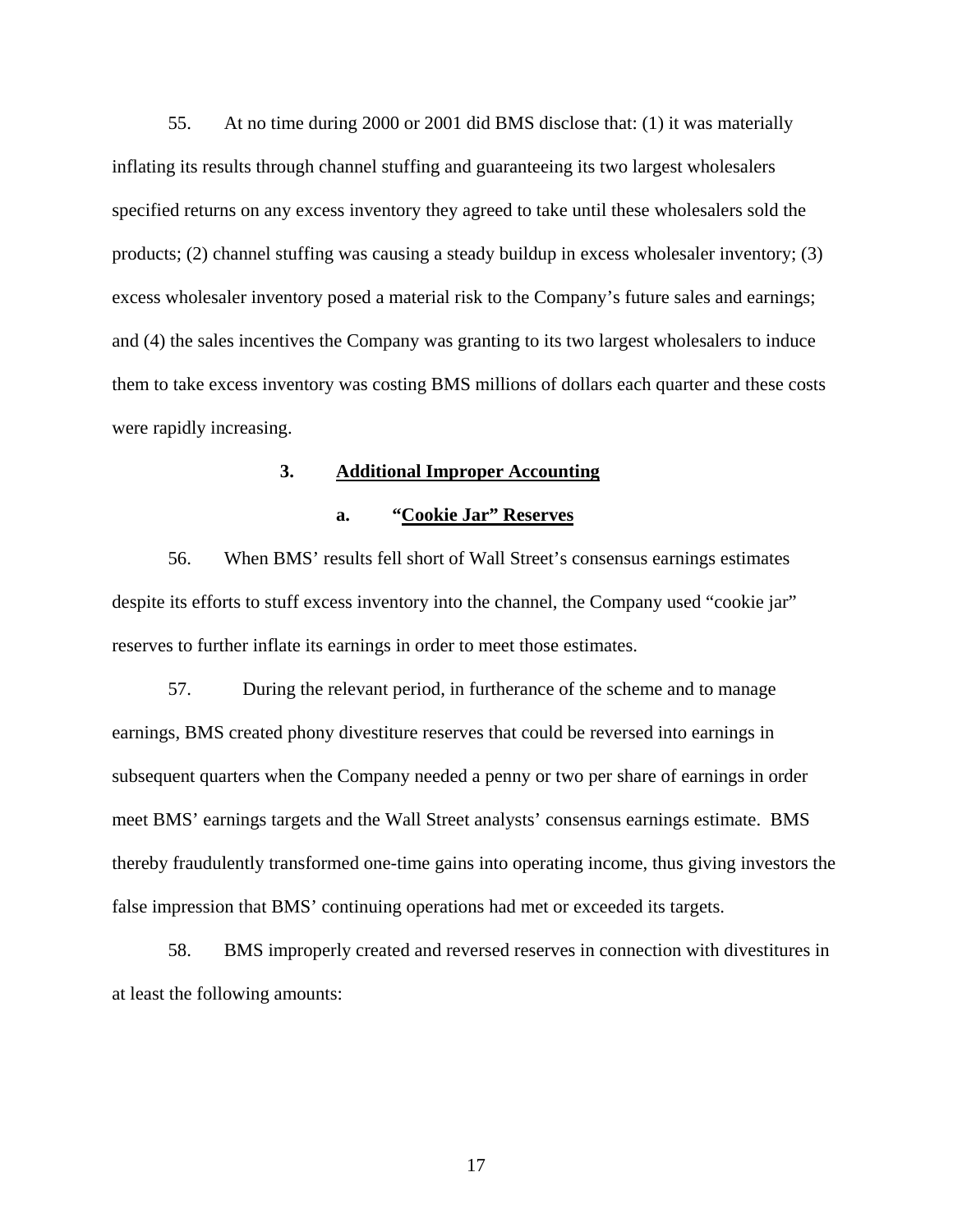55. At no time during 2000 or 2001 did BMS disclose that: (1) it was materially inflating its results through channel stuffing and guaranteeing its two largest wholesalers specified returns on any excess inventory they agreed to take until these wholesalers sold the products; (2) channel stuffing was causing a steady buildup in excess wholesaler inventory; (3) excess wholesaler inventory posed a material risk to the Company's future sales and earnings; and (4) the sales incentives the Company was granting to its two largest wholesalers to induce them to take excess inventory was costing BMS millions of dollars each quarter and these costs were rapidly increasing.

### 3. Additional Improper Accounting

#### a. "Cookie Jar" Reserves

56. When BMS' results fell short of Wall Street's consensus earnings estimates despite its efforts to stuff excess inventory into the channel, the Company used "cookie jar" reserves to further inflate its earnings in order to meet those estimates.

57. During the relevant period, in furtherance of the scheme and to manage earnings, BMS created phony divestiture reserves that could be reversed into earnings in subsequent quarters when the Company needed a penny or two per share of earnings in order meet BMS' earnings targets and the Wall Street analysts' consensus earnings estimate. BMS thereby fraudulently transformed one-time gains into operating income, thus giving investors the false impression that BMS' continuing operations had met or exceeded its targets.

58. BMS improperly created and reversed reserves in connection with divestitures in at least the following amounts: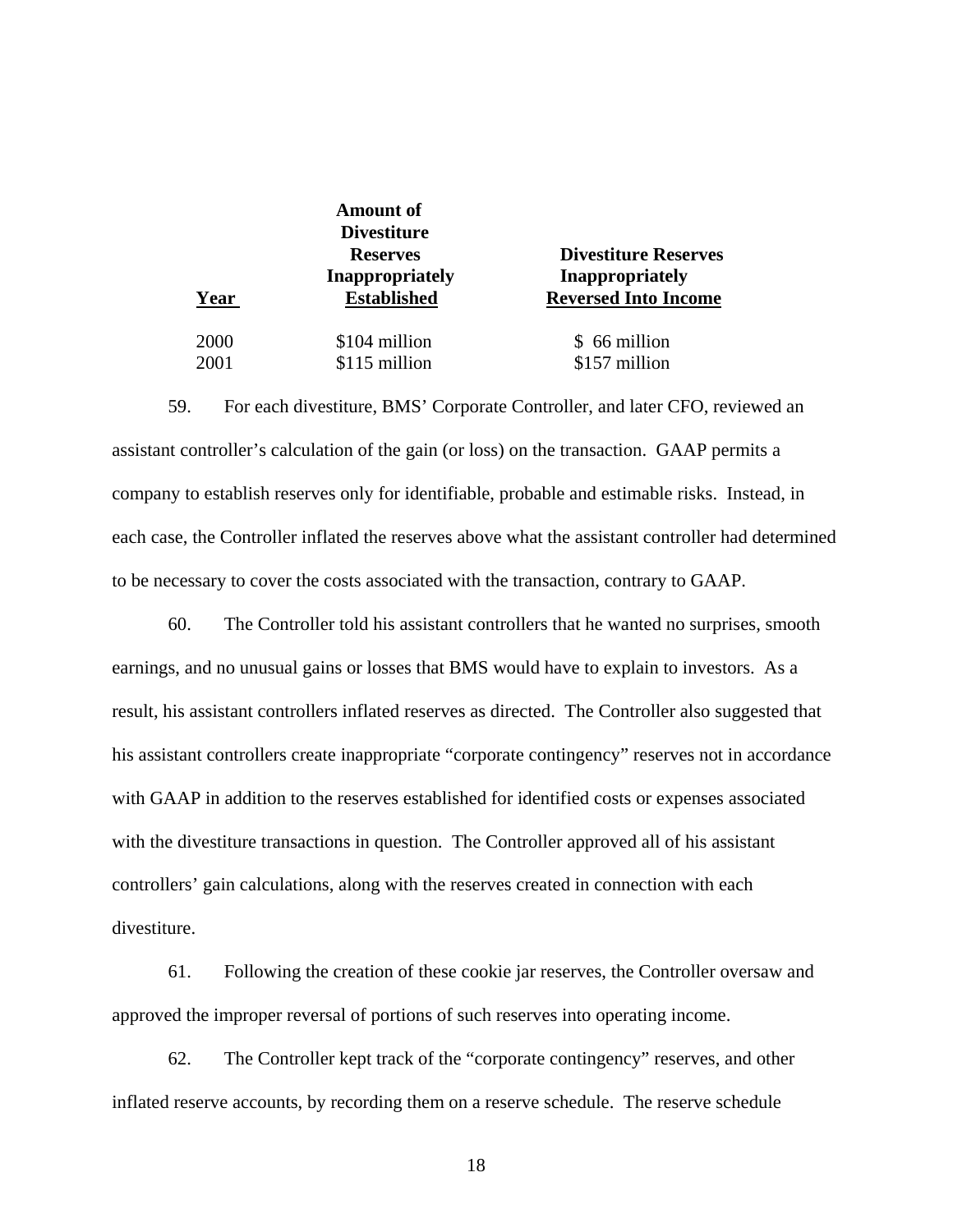| Year | Amount of Divestiture Reserves Inappropriately Established | Divestiture Reserves Inappropriately Reversed Into Income |
|---|---|---|
| 2000 | $104 million | $ 66 million |
| 2001 | $115 million | $157 million |

59. For each divestiture, BMS' Corporate Controller, and later CFO, reviewed an assistant controller's calculation of the gain (or loss) on the transaction. GAAP permits a company to establish reserves only for identifiable, probable and estimable risks. Instead, in each case, the Controller inflated the reserves above what the assistant controller had determined to be necessary to cover the costs associated with the transaction, contrary to GAAP.

60. The Controller told his assistant controllers that he wanted no surprises, smooth earnings, and no unusual gains or losses that BMS would have to explain to investors. As a result, his assistant controllers inflated reserves as directed. The Controller also suggested that his assistant controllers create inappropriate "corporate contingency" reserves not in accordance with GAAP in addition to the reserves established for identified costs or expenses associated with the divestiture transactions in question. The Controller approved all of his assistant controllers' gain calculations, along with the reserves created in connection with each divestiture.

61. Following the creation of these cookie jar reserves, the Controller oversaw and approved the improper reversal of portions of such reserves into operating income.

62. The Controller kept track of the "corporate contingency" reserves, and other inflated reserve accounts, by recording them on a reserve schedule. The reserve schedule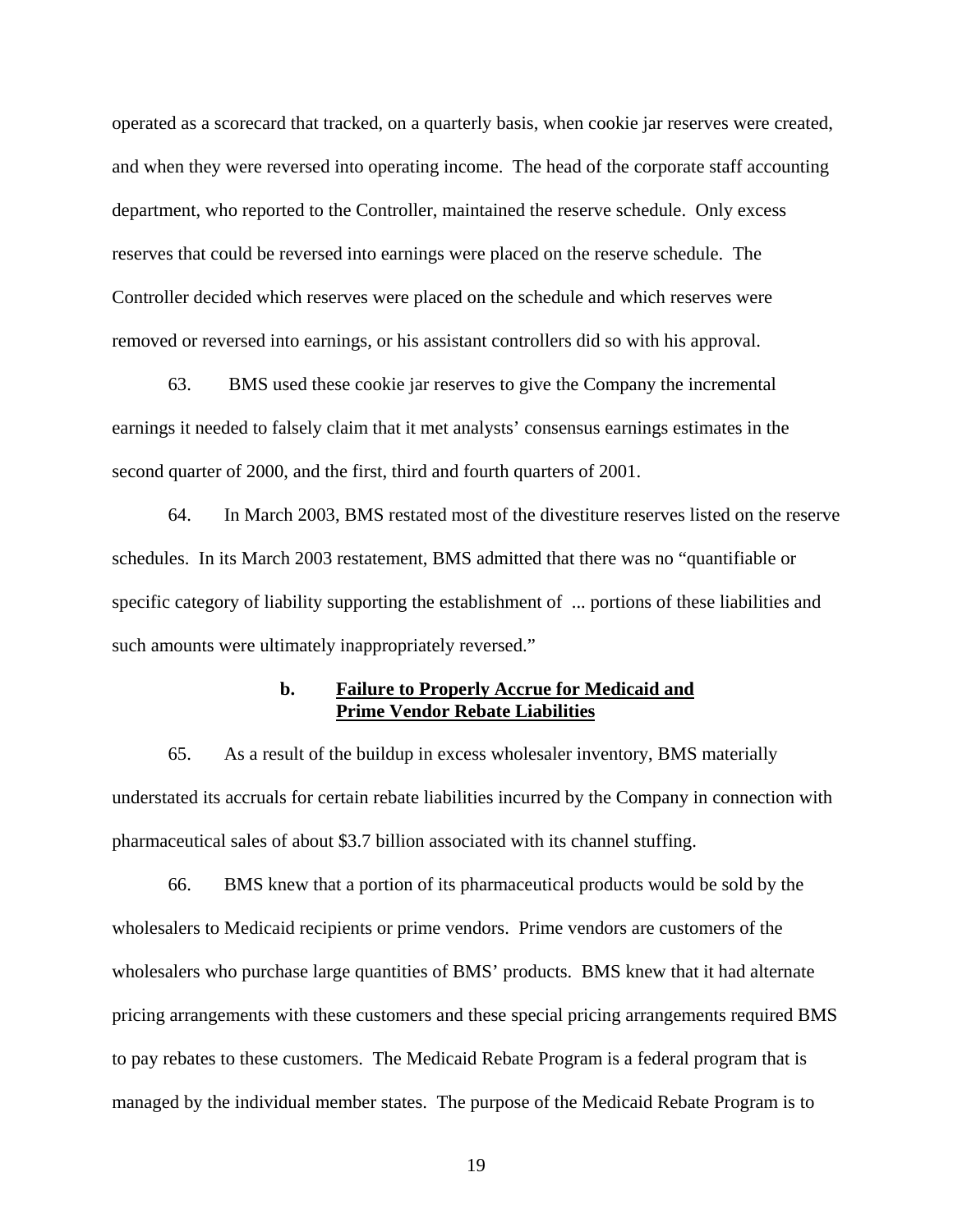operated as a scorecard that tracked, on a quarterly basis, when cookie jar reserves were created, and when they were reversed into operating income. The head of the corporate staff accounting department, who reported to the Controller, maintained the reserve schedule. Only excess reserves that could be reversed into earnings were placed on the reserve schedule. The Controller decided which reserves were placed on the schedule and which reserves were removed or reversed into earnings, or his assistant controllers did so with his approval.

63. BMS used these cookie jar reserves to give the Company the incremental earnings it needed to falsely claim that it met analysts' consensus earnings estimates in the second quarter of 2000, and the first, third and fourth quarters of 2001.

64. In March 2003, BMS restated most of the divestiture reserves listed on the reserve schedules. In its March 2003 restatement, BMS admitted that there was no "quantifiable or specific category of liability supporting the establishment of ... portions of these liabilities and such amounts were ultimately inappropriately reversed."

### b. Failure to Properly Accrue for Medicaid and Prime Vendor Rebate Liabilities

65. As a result of the buildup in excess wholesaler inventory, BMS materially understated its accruals for certain rebate liabilities incurred by the Company in connection with pharmaceutical sales of about $3.7 billion associated with its channel stuffing.

66. BMS knew that a portion of its pharmaceutical products would be sold by the wholesalers to Medicaid recipients or prime vendors. Prime vendors are customers of the wholesalers who purchase large quantities of BMS' products. BMS knew that it had alternate pricing arrangements with these customers and these special pricing arrangements required BMS to pay rebates to these customers. The Medicaid Rebate Program is a federal program that is managed by the individual member states. The purpose of the Medicaid Rebate Program is to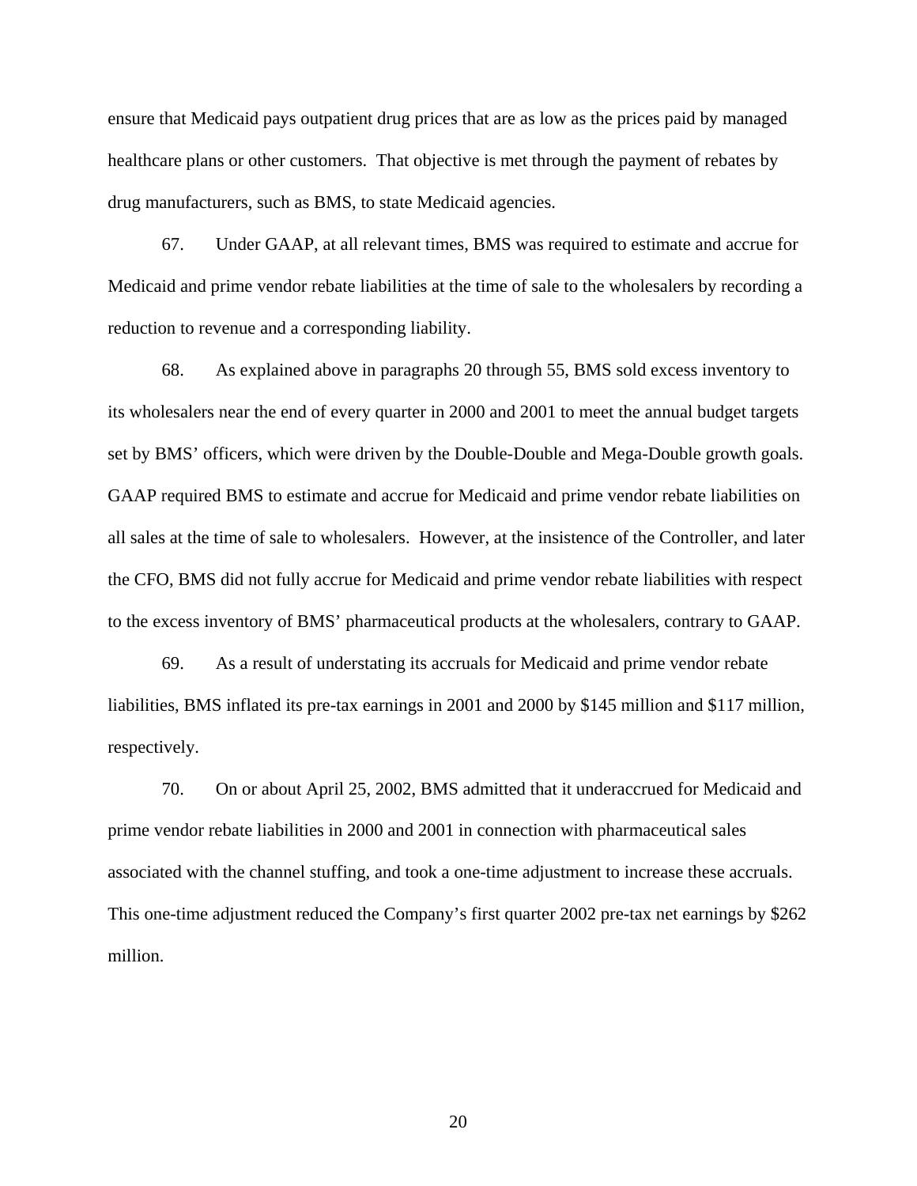ensure that Medicaid pays outpatient drug prices that are as low as the prices paid by managed healthcare plans or other customers. That objective is met through the payment of rebates by drug manufacturers, such as BMS, to state Medicaid agencies.

67. Under GAAP, at all relevant times, BMS was required to estimate and accrue for Medicaid and prime vendor rebate liabilities at the time of sale to the wholesalers by recording a reduction to revenue and a corresponding liability.

68. As explained above in paragraphs 20 through 55, BMS sold excess inventory to its wholesalers near the end of every quarter in 2000 and 2001 to meet the annual budget targets set by BMS' officers, which were driven by the Double-Double and Mega-Double growth goals. GAAP required BMS to estimate and accrue for Medicaid and prime vendor rebate liabilities on all sales at the time of sale to wholesalers. However, at the insistence of the Controller, and later the CFO, BMS did not fully accrue for Medicaid and prime vendor rebate liabilities with respect to the excess inventory of BMS' pharmaceutical products at the wholesalers, contrary to GAAP.

69. As a result of understating its accruals for Medicaid and prime vendor rebate liabilities, BMS inflated its pre-tax earnings in 2001 and 2000 by $145 million and $117 million, respectively.

70. On or about April 25, 2002, BMS admitted that it underaccrued for Medicaid and prime vendor rebate liabilities in 2000 and 2001 in connection with pharmaceutical sales associated with the channel stuffing, and took a one-time adjustment to increase these accruals. This one-time adjustment reduced the Company's first quarter 2002 pre-tax net earnings by $262 million.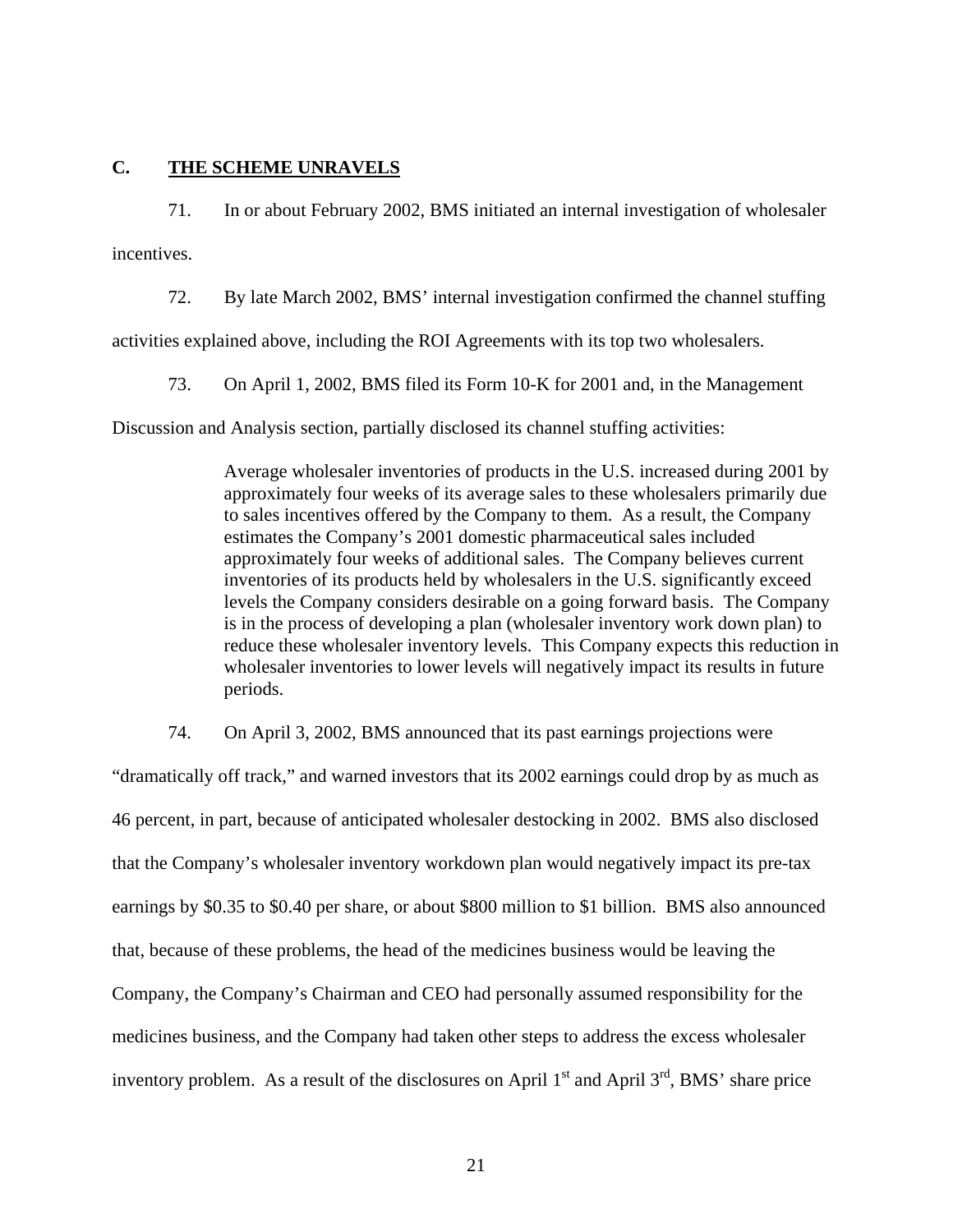## C. THE SCHEME UNRAVELS

71. In or about February 2002, BMS initiated an internal investigation of wholesaler incentives.

72. By late March 2002, BMS' internal investigation confirmed the channel stuffing activities explained above, including the ROI Agreements with its top two wholesalers.

73. On April 1, 2002, BMS filed its Form 10-K for 2001 and, in the Management Discussion and Analysis section, partially disclosed its channel stuffing activities:

> Average wholesaler inventories of products in the U.S. increased during 2001 by approximately four weeks of its average sales to these wholesalers primarily due to sales incentives offered by the Company to them. As a result, the Company estimates the Company's 2001 domestic pharmaceutical sales included approximately four weeks of additional sales. The Company believes current inventories of its products held by wholesalers in the U.S. significantly exceed levels the Company considers desirable on a going forward basis. The Company is in the process of developing a plan (wholesaler inventory work down plan) to reduce these wholesaler inventory levels. This Company expects this reduction in wholesaler inventories to lower levels will negatively impact its results in future periods.

74. On April 3, 2002, BMS announced that its past earnings projections were "dramatically off track," and warned investors that its 2002 earnings could drop by as much as 46 percent, in part, because of anticipated wholesaler destocking in 2002. BMS also disclosed that the Company's wholesaler inventory workdown plan would negatively impact its pre-tax earnings by $0.35 to $0.40 per share, or about $800 million to $1 billion. BMS also announced that, because of these problems, the head of the medicines business would be leaving the Company, the Company's Chairman and CEO had personally assumed responsibility for the medicines business, and the Company had taken other steps to address the excess wholesaler inventory problem. As a result of the disclosures on April 1st and April 3rd, BMS' share price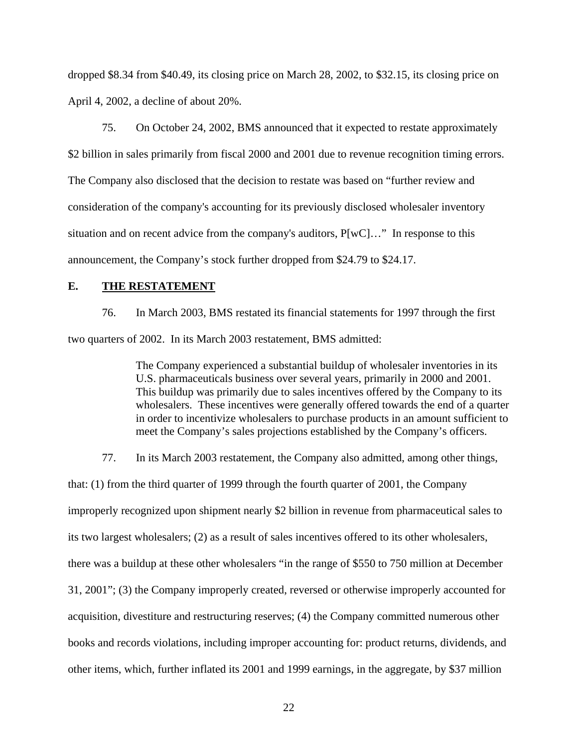dropped $8.34 from $40.49, its closing price on March 28, 2002, to $32.15, its closing price on April 4, 2002, a decline of about 20%.

75. On October 24, 2002, BMS announced that it expected to restate approximately $2 billion in sales primarily from fiscal 2000 and 2001 due to revenue recognition timing errors. The Company also disclosed that the decision to restate was based on "further review and consideration of the company's accounting for its previously disclosed wholesaler inventory situation and on recent advice from the company's auditors, P[wC]…" In response to this announcement, the Company's stock further dropped from $24.79 to $24.17.

### E. THE RESTATEMENT

76. In March 2003, BMS restated its financial statements for 1997 through the first two quarters of 2002. In its March 2003 restatement, BMS admitted:

> The Company experienced a substantial buildup of wholesaler inventories in its U.S. pharmaceuticals business over several years, primarily in 2000 and 2001. This buildup was primarily due to sales incentives offered by the Company to its wholesalers. These incentives were generally offered towards the end of a quarter in order to incentivize wholesalers to purchase products in an amount sufficient to meet the Company's sales projections established by the Company's officers.

77. In its March 2003 restatement, the Company also admitted, among other things, that: (1) from the third quarter of 1999 through the fourth quarter of 2001, the Company improperly recognized upon shipment nearly $2 billion in revenue from pharmaceutical sales to its two largest wholesalers; (2) as a result of sales incentives offered to its other wholesalers, there was a buildup at these other wholesalers "in the range of $550 to 750 million at December 31, 2001"; (3) the Company improperly created, reversed or otherwise improperly accounted for acquisition, divestiture and restructuring reserves; (4) the Company committed numerous other books and records violations, including improper accounting for: product returns, dividends, and other items, which, further inflated its 2001 and 1999 earnings, in the aggregate, by $37 million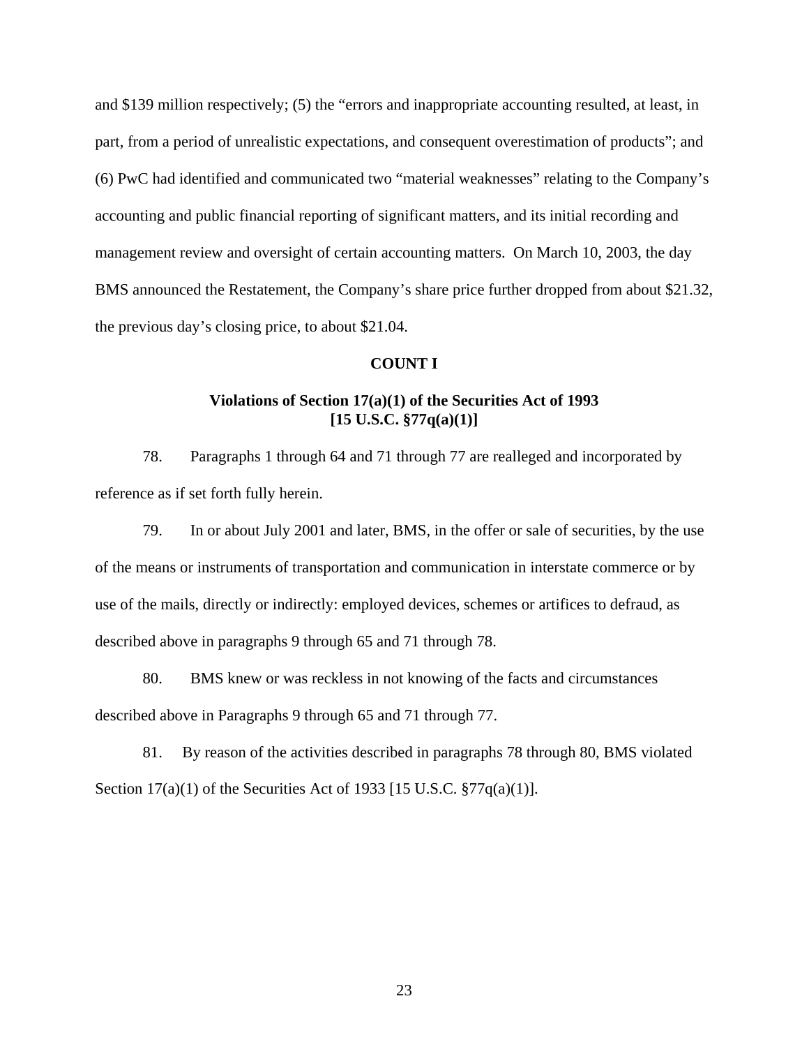and $139 million respectively; (5) the "errors and inappropriate accounting resulted, at least, in part, from a period of unrealistic expectations, and consequent overestimation of products"; and (6) PwC had identified and communicated two "material weaknesses" relating to the Company's accounting and public financial reporting of significant matters, and its initial recording and management review and oversight of certain accounting matters. On March 10, 2003, the day BMS announced the Restatement, the Company's share price further dropped from about $21.32, the previous day's closing price, to about $21.04.

**COUNT I**

**Violations of Section 17(a)(1) of the Securities Act of 1933**
**[15 U.S.C. §77q(a)(1)]**

78. Paragraphs 1 through 64 and 71 through 77 are realleged and incorporated by reference as if set forth fully herein.

79. In or about July 2001 and later, BMS, in the offer or sale of securities, by the use of the means or instruments of transportation and communication in interstate commerce or by use of the mails, directly or indirectly: employed devices, schemes or artifices to defraud, as described above in paragraphs 9 through 65 and 71 through 78.

80. BMS knew or was reckless in not knowing of the facts and circumstances described above in Paragraphs 9 through 65 and 71 through 77.

81. By reason of the activities described in paragraphs 78 through 80, BMS violated Section 17(a)(1) of the Securities Act of 1933 [15 U.S.C. §77q(a)(1)].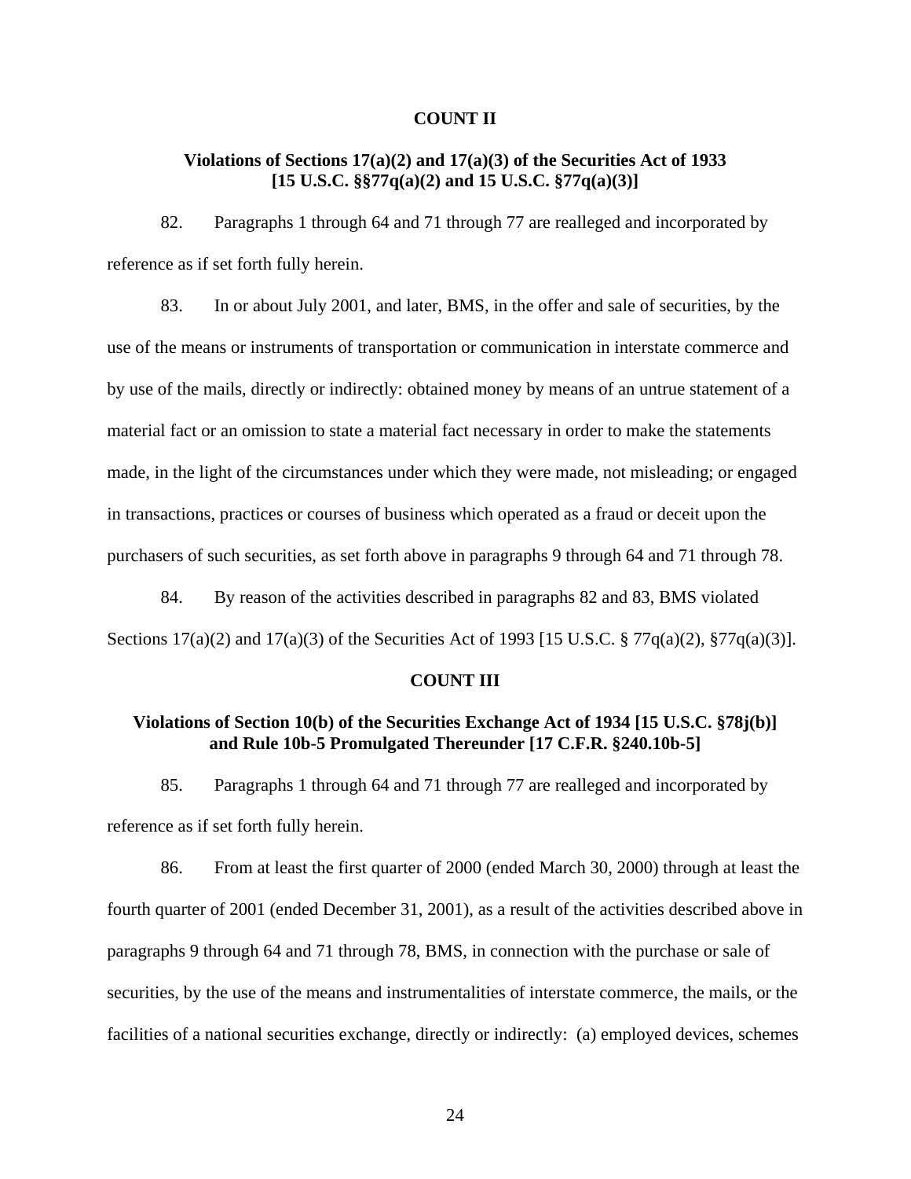**COUNT II**

**Violations of Sections 17(a)(2) and 17(a)(3) of the Securities Act of 1933 [15 U.S.C. §§77q(a)(2) and 15 U.S.C. §77q(a)(3)]**

82. Paragraphs 1 through 64 and 71 through 77 are realleged and incorporated by reference as if set forth fully herein.

83. In or about July 2001, and later, BMS, in the offer and sale of securities, by the use of the means or instruments of transportation or communication in interstate commerce and by use of the mails, directly or indirectly: obtained money by means of an untrue statement of a material fact or an omission to state a material fact necessary in order to make the statements made, in the light of the circumstances under which they were made, not misleading; or engaged in transactions, practices or courses of business which operated as a fraud or deceit upon the purchasers of such securities, as set forth above in paragraphs 9 through 64 and 71 through 78.

84. By reason of the activities described in paragraphs 82 and 83, BMS violated Sections 17(a)(2) and 17(a)(3) of the Securities Act of 1993 [15 U.S.C. § 77q(a)(2), §77q(a)(3)].

**COUNT III**

**Violations of Section 10(b) of the Securities Exchange Act of 1934 [15 U.S.C. §78j(b)] and Rule 10b-5 Promulgated Thereunder [17 C.F.R. §240.10b-5]**

85. Paragraphs 1 through 64 and 71 through 77 are realleged and incorporated by reference as if set forth fully herein.

86. From at least the first quarter of 2000 (ended March 30, 2000) through at least the fourth quarter of 2001 (ended December 31, 2001), as a result of the activities described above in paragraphs 9 through 64 and 71 through 78, BMS, in connection with the purchase or sale of securities, by the use of the means and instrumentalities of interstate commerce, the mails, or the facilities of a national securities exchange, directly or indirectly: (a) employed devices, schemes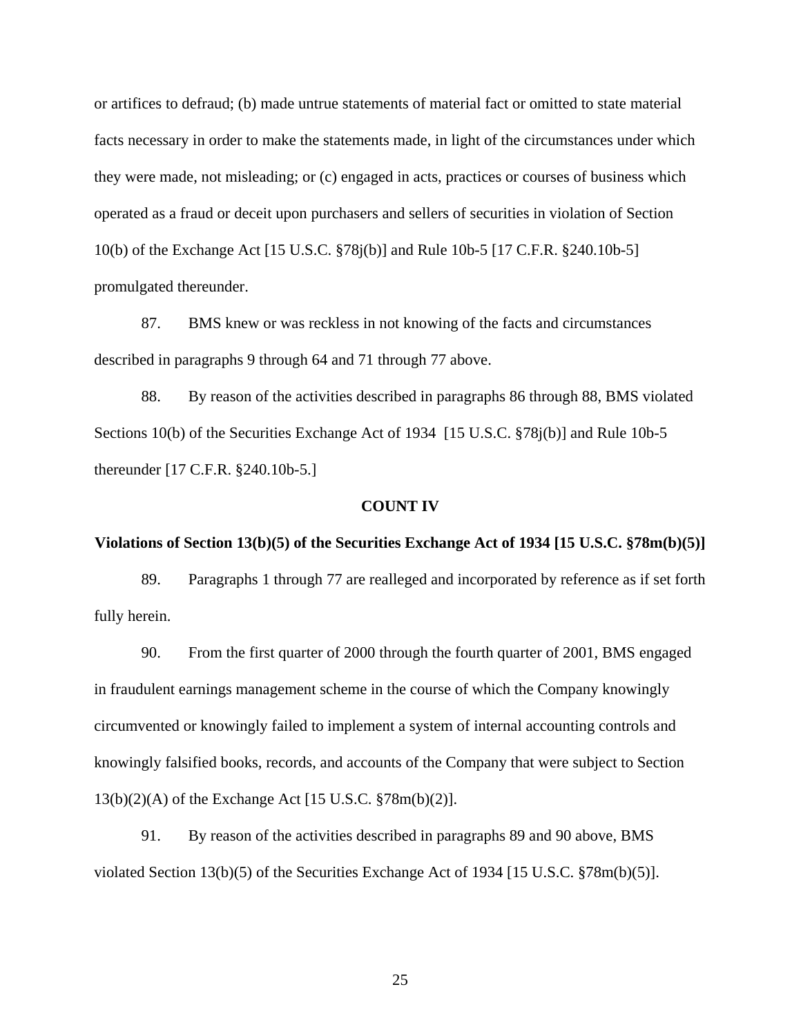or artifices to defraud; (b) made untrue statements of material fact or omitted to state material facts necessary in order to make the statements made, in light of the circumstances under which they were made, not misleading; or (c) engaged in acts, practices or courses of business which operated as a fraud or deceit upon purchasers and sellers of securities in violation of Section 10(b) of the Exchange Act [15 U.S.C. §78j(b)] and Rule 10b-5 [17 C.F.R. §240.10b-5] promulgated thereunder.

87. BMS knew or was reckless in not knowing of the facts and circumstances described in paragraphs 9 through 64 and 71 through 77 above.

88. By reason of the activities described in paragraphs 86 through 88, BMS violated Sections 10(b) of the Securities Exchange Act of 1934 [15 U.S.C. §78j(b)] and Rule 10b-5 thereunder [17 C.F.R. §240.10b-5.]

**COUNT IV**

**Violations of Section 13(b)(5) of the Securities Exchange Act of 1934 [15 U.S.C. §78m(b)(5)]**

89. Paragraphs 1 through 77 are realleged and incorporated by reference as if set forth fully herein.

90. From the first quarter of 2000 through the fourth quarter of 2001, BMS engaged in fraudulent earnings management scheme in the course of which the Company knowingly circumvented or knowingly failed to implement a system of internal accounting controls and knowingly falsified books, records, and accounts of the Company that were subject to Section 13(b)(2)(A) of the Exchange Act [15 U.S.C. §78m(b)(2)].

91. By reason of the activities described in paragraphs 89 and 90 above, BMS violated Section 13(b)(5) of the Securities Exchange Act of 1934 [15 U.S.C. §78m(b)(5)].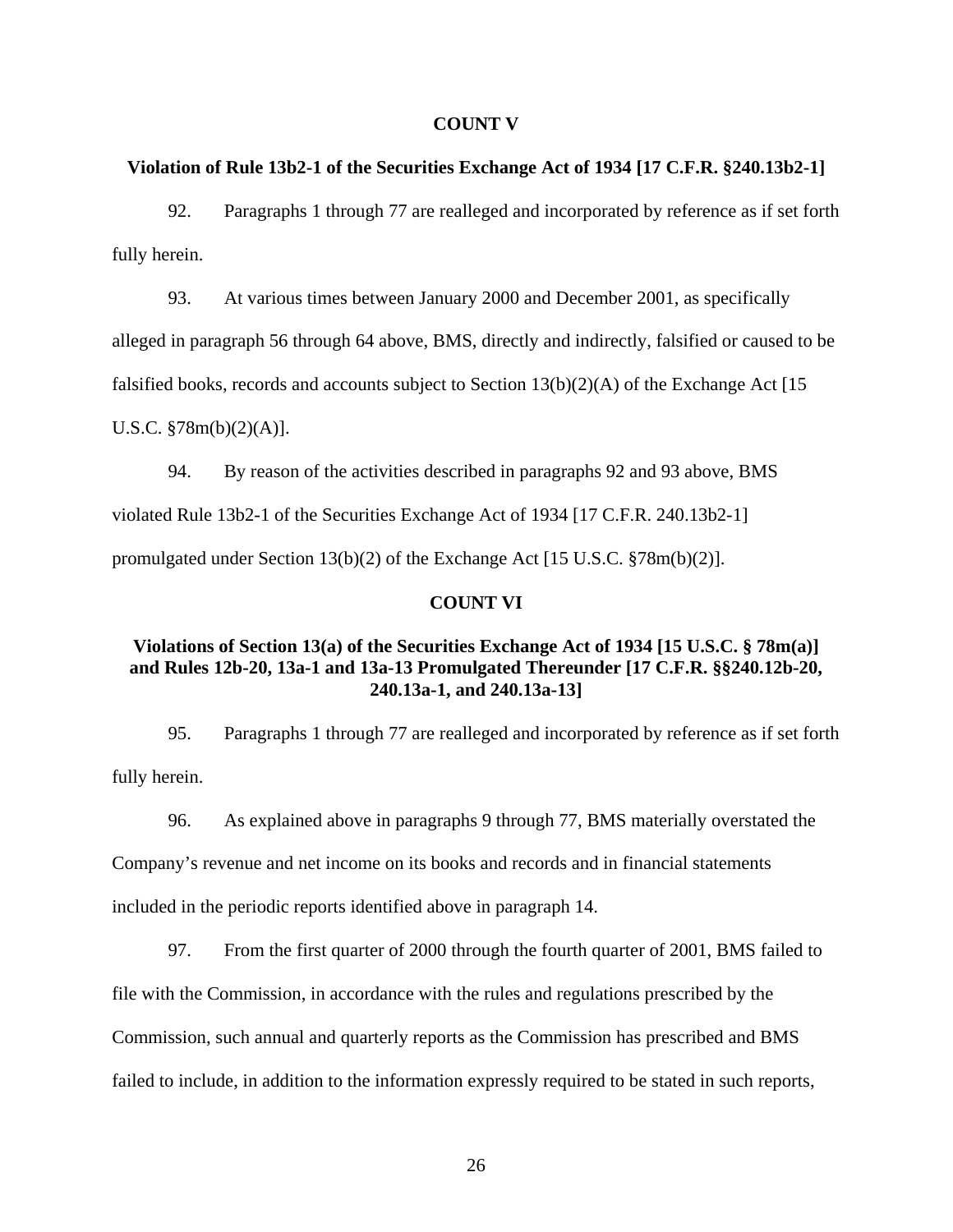**COUNT V**

**Violation of Rule 13b2-1 of the Securities Exchange Act of 1934 [17 C.F.R. §240.13b2-1]**

92. Paragraphs 1 through 77 are realleged and incorporated by reference as if set forth fully herein.

93. At various times between January 2000 and December 2001, as specifically alleged in paragraph 56 through 64 above, BMS, directly and indirectly, falsified or caused to be falsified books, records and accounts subject to Section 13(b)(2)(A) of the Exchange Act [15 U.S.C. §78m(b)(2)(A)].

94. By reason of the activities described in paragraphs 92 and 93 above, BMS violated Rule 13b2-1 of the Securities Exchange Act of 1934 [17 C.F.R. 240.13b2-1] promulgated under Section 13(b)(2) of the Exchange Act [15 U.S.C. §78m(b)(2)].

**COUNT VI**

**Violations of Section 13(a) of the Securities Exchange Act of 1934 [15 U.S.C. § 78m(a)] and Rules 12b-20, 13a-1 and 13a-13 Promulgated Thereunder [17 C.F.R. §§240.12b-20, 240.13a-1, and 240.13a-13]**

95. Paragraphs 1 through 77 are realleged and incorporated by reference as if set forth fully herein.

96. As explained above in paragraphs 9 through 77, BMS materially overstated the Company's revenue and net income on its books and records and in financial statements included in the periodic reports identified above in paragraph 14.

97. From the first quarter of 2000 through the fourth quarter of 2001, BMS failed to file with the Commission, in accordance with the rules and regulations prescribed by the Commission, such annual and quarterly reports as the Commission has prescribed and BMS failed to include, in addition to the information expressly required to be stated in such reports,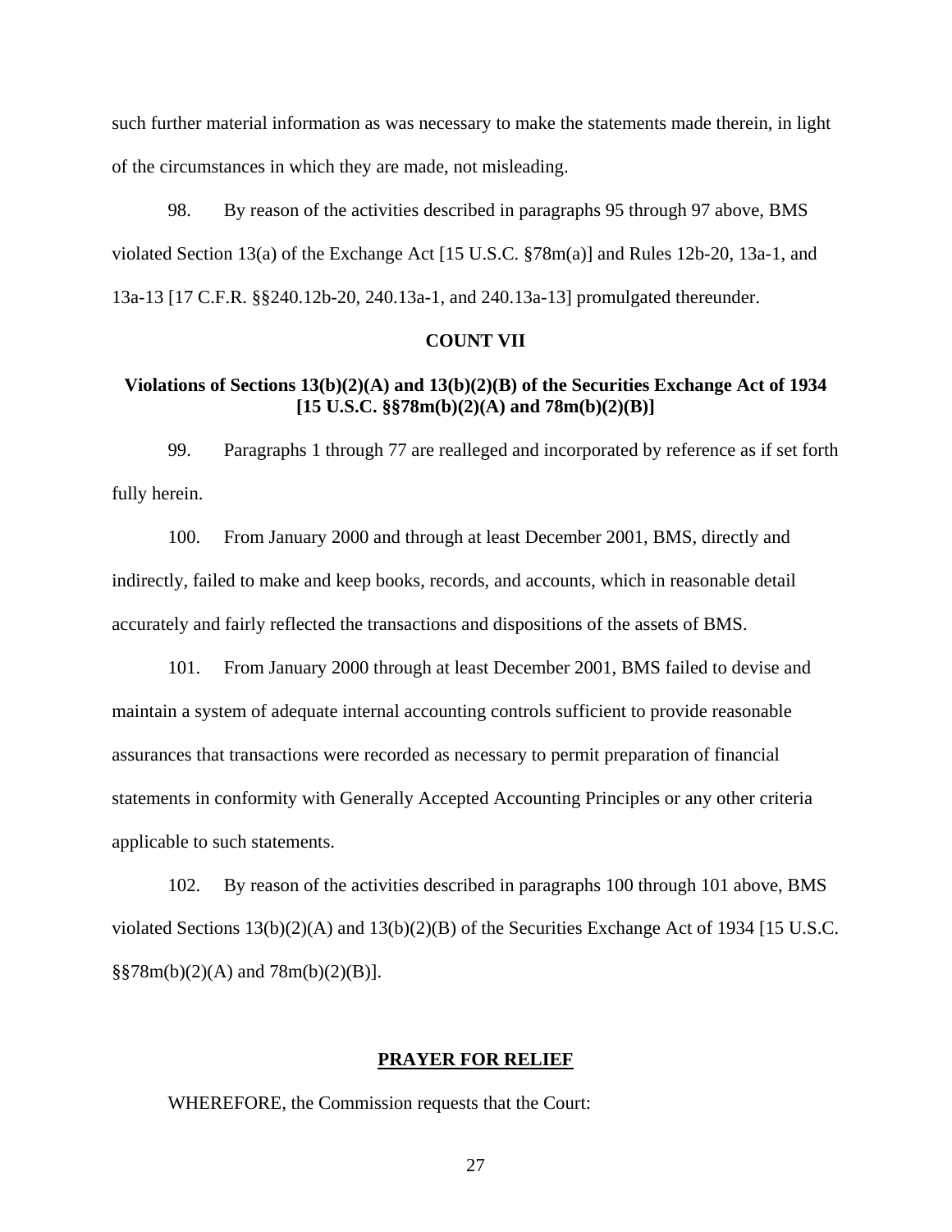such further material information as was necessary to make the statements made therein, in light of the circumstances in which they are made, not misleading.

98. By reason of the activities described in paragraphs 95 through 97 above, BMS violated Section 13(a) of the Exchange Act [15 U.S.C. §78m(a)] and Rules 12b-20, 13a-1, and 13a-13 [17 C.F.R. §§240.12b-20, 240.13a-1, and 240.13a-13] promulgated thereunder.

**COUNT VII**

**Violations of Sections 13(b)(2)(A) and 13(b)(2)(B) of the Securities Exchange Act of 1934 [15 U.S.C. §§78m(b)(2)(A) and 78m(b)(2)(B)]**

99. Paragraphs 1 through 77 are realleged and incorporated by reference as if set forth fully herein.

100. From January 2000 and through at least December 2001, BMS, directly and indirectly, failed to make and keep books, records, and accounts, which in reasonable detail accurately and fairly reflected the transactions and dispositions of the assets of BMS.

101. From January 2000 through at least December 2001, BMS failed to devise and maintain a system of adequate internal accounting controls sufficient to provide reasonable assurances that transactions were recorded as necessary to permit preparation of financial statements in conformity with Generally Accepted Accounting Principles or any other criteria applicable to such statements.

102. By reason of the activities described in paragraphs 100 through 101 above, BMS violated Sections 13(b)(2)(A) and 13(b)(2)(B) of the Securities Exchange Act of 1934 [15 U.S.C. §§78m(b)(2)(A) and 78m(b)(2)(B)].

**PRAYER FOR RELIEF**

WHEREFORE, the Commission requests that the Court: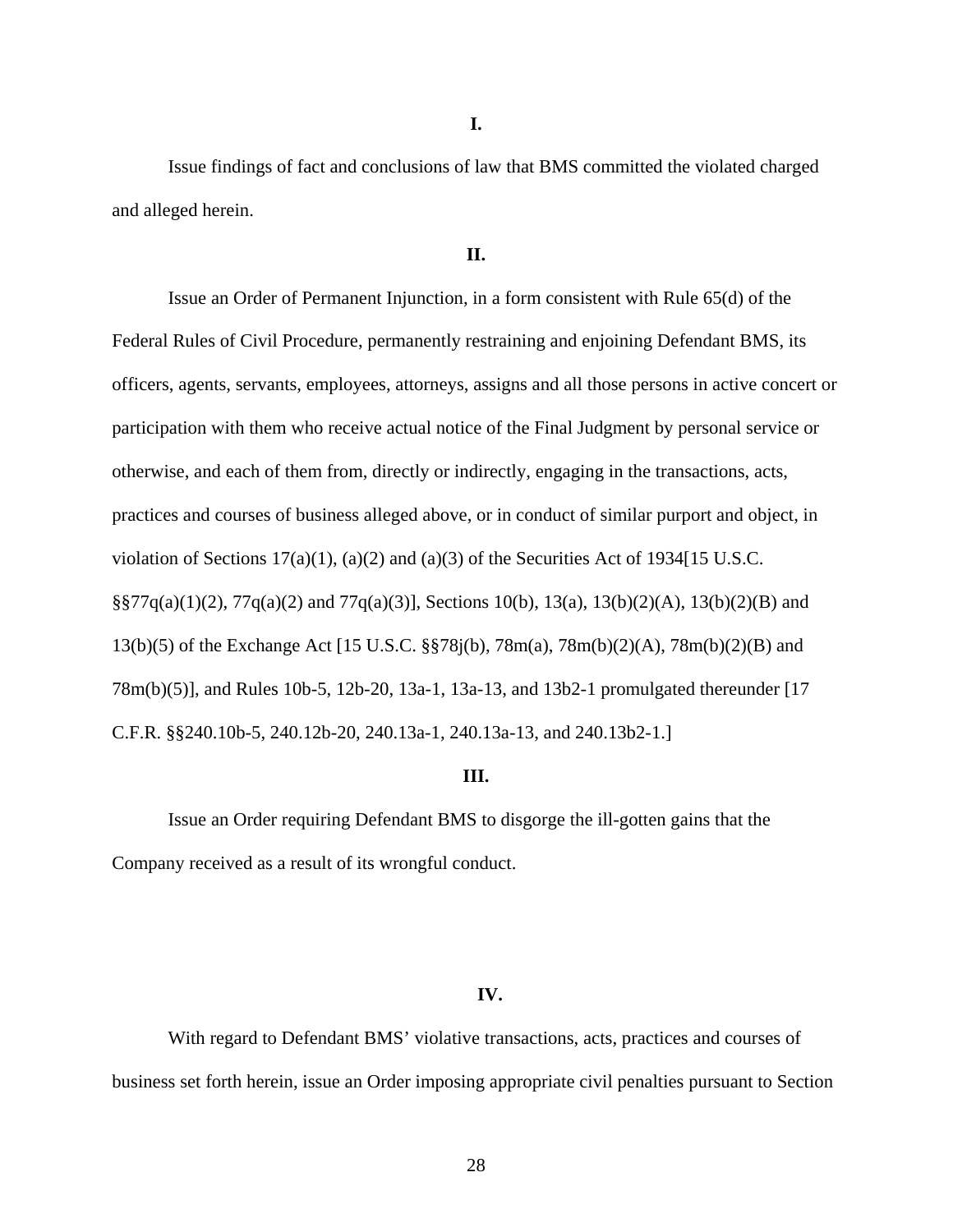**I.**

Issue findings of fact and conclusions of law that BMS committed the violated charged and alleged herein.

**II.**

Issue an Order of Permanent Injunction, in a form consistent with Rule 65(d) of the Federal Rules of Civil Procedure, permanently restraining and enjoining Defendant BMS, its officers, agents, servants, employees, attorneys, assigns and all those persons in active concert or participation with them who receive actual notice of the Final Judgment by personal service or otherwise, and each of them from, directly or indirectly, engaging in the transactions, acts, practices and courses of business alleged above, or in conduct of similar purport and object, in violation of Sections 17(a)(1), (a)(2) and (a)(3) of the Securities Act of 1934[15 U.S.C. §§77q(a)(1)(2), 77q(a)(2) and 77q(a)(3)], Sections 10(b), 13(a), 13(b)(2)(A), 13(b)(2)(B) and 13(b)(5) of the Exchange Act [15 U.S.C. §§78j(b), 78m(a), 78m(b)(2)(A), 78m(b)(2)(B) and 78m(b)(5)], and Rules 10b-5, 12b-20, 13a-1, 13a-13, and 13b2-1 promulgated thereunder [17 C.F.R. §§240.10b-5, 240.12b-20, 240.13a-1, 240.13a-13, and 240.13b2-1.]

**III.**

Issue an Order requiring Defendant BMS to disgorge the ill-gotten gains that the Company received as a result of its wrongful conduct.

**IV.**

With regard to Defendant BMS' violative transactions, acts, practices and courses of business set forth herein, issue an Order imposing appropriate civil penalties pursuant to Section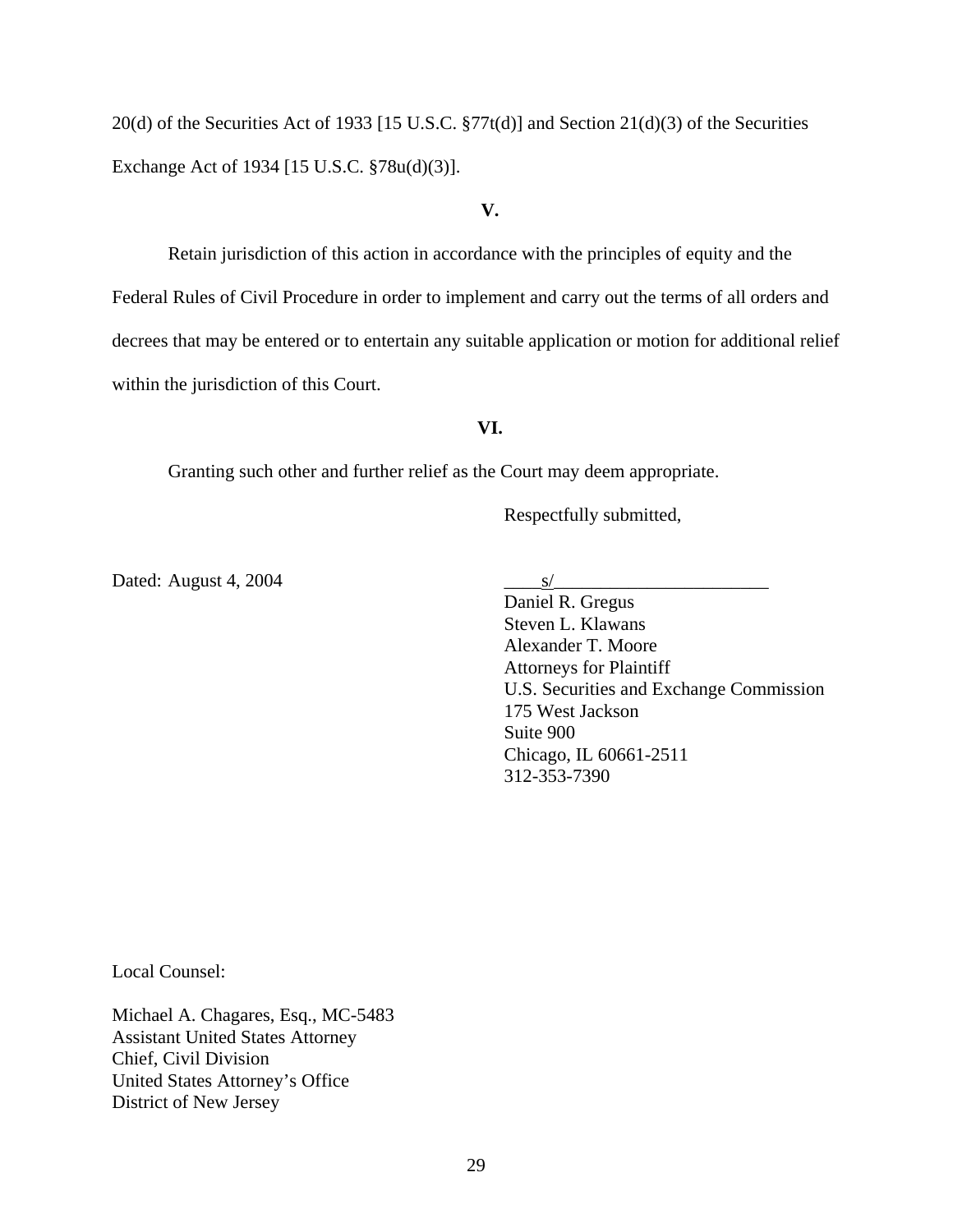20(d) of the Securities Act of 1933 [15 U.S.C. §77t(d)] and Section 21(d)(3) of the Securities Exchange Act of 1934 [15 U.S.C. §78u(d)(3)].

**V.**

Retain jurisdiction of this action in accordance with the principles of equity and the Federal Rules of Civil Procedure in order to implement and carry out the terms of all orders and decrees that may be entered or to entertain any suitable application or motion for additional relief within the jurisdiction of this Court.

**VI.**

Granting such other and further relief as the Court may deem appropriate.

Respectfully submitted,

Dated: August 4, 2004

____s/________________________
Daniel R. Gregus
Steven L. Klawans
Alexander T. Moore
Attorneys for Plaintiff
U.S. Securities and Exchange Commission
175 West Jackson
Suite 900
Chicago, IL 60661-2511
312-353-7390

Local Counsel:

Michael A. Chagares, Esq., MC-5483
Assistant United States Attorney
Chief, Civil Division
United States Attorney's Office
District of New Jersey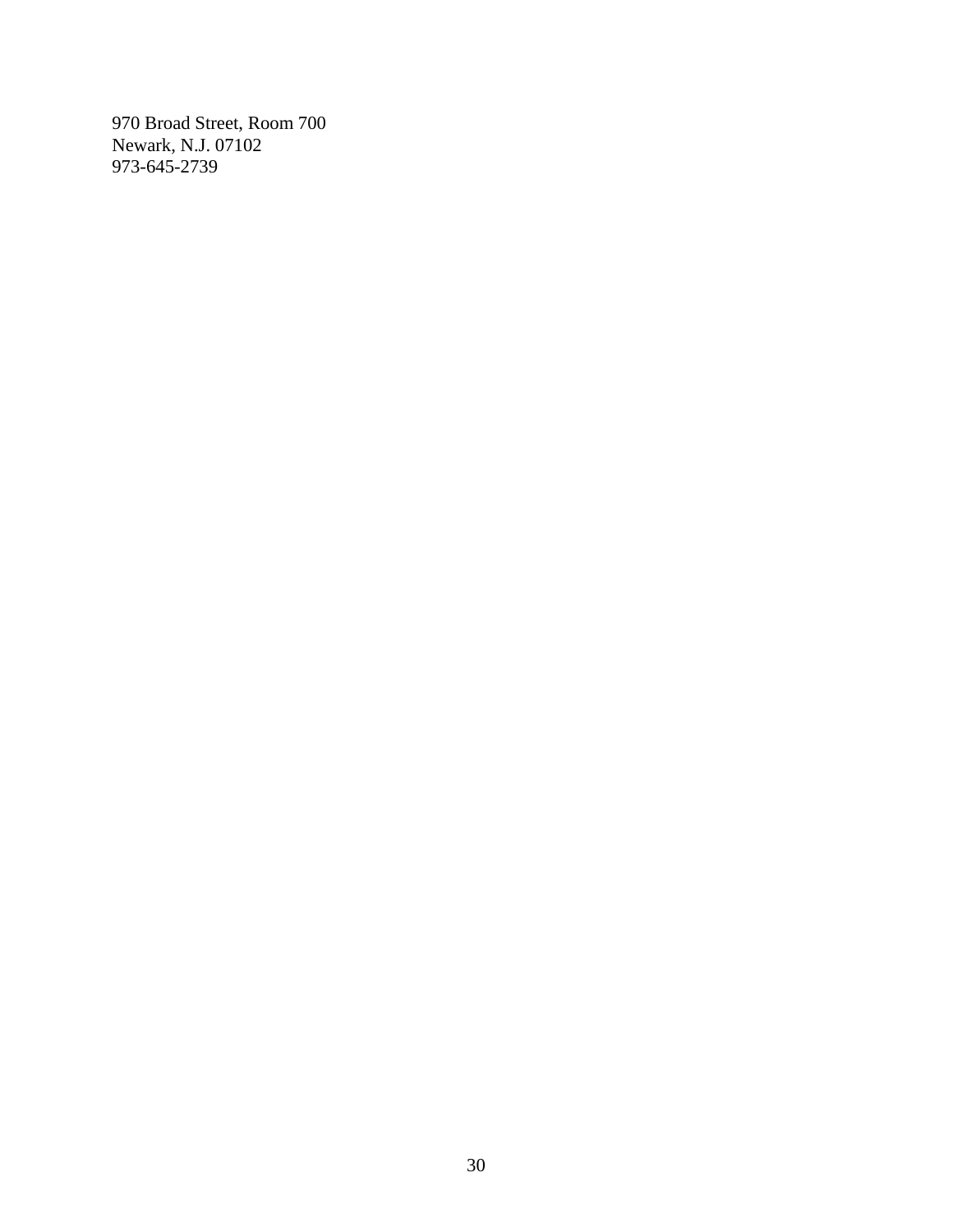970 Broad Street, Room 700
Newark, N.J. 07102
973-645-2739